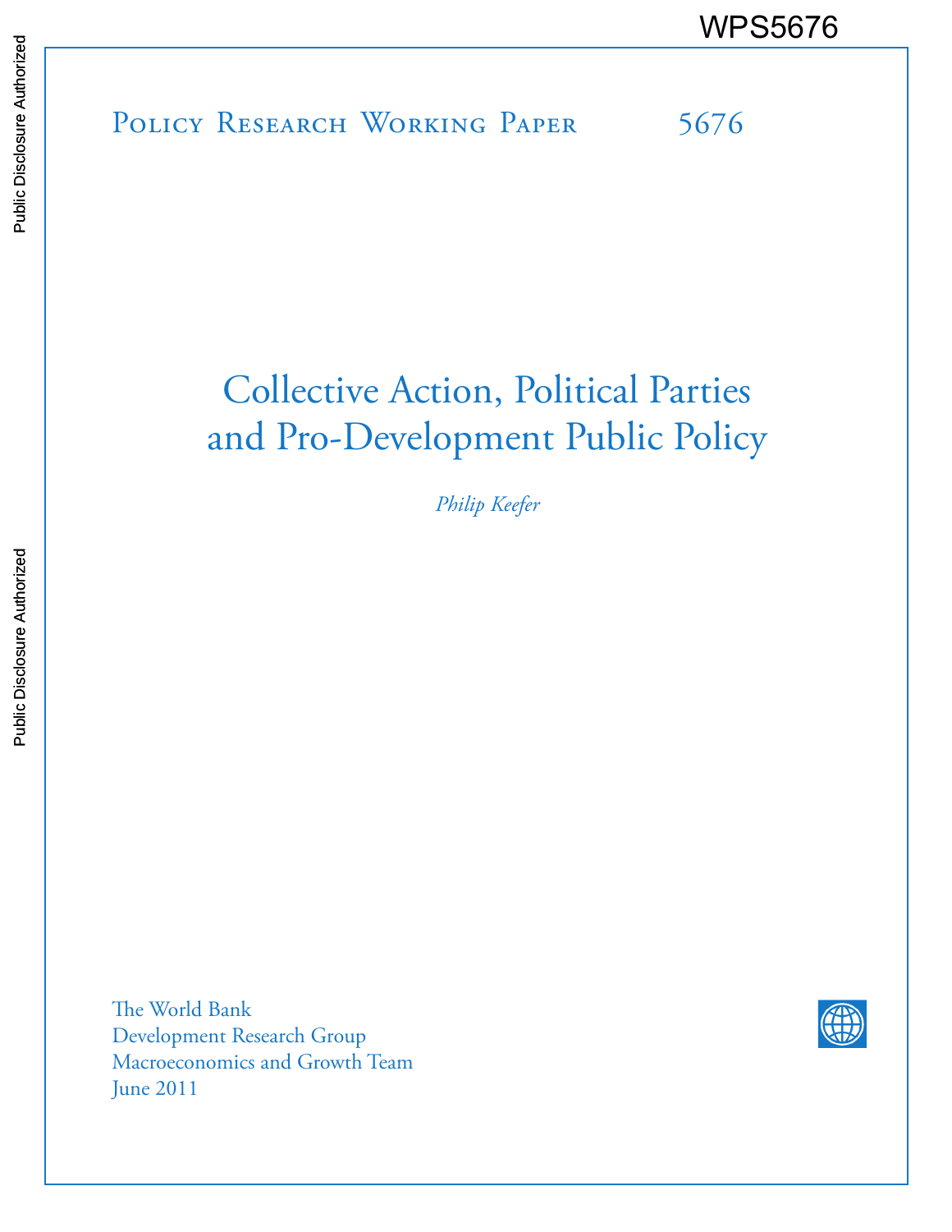WPS5676

Policy Research Working Paper 5676

# Collective Action, Political Parties and Pro-Development Public Policy

*Philip Keefer*

The World Bank
Development Research Group
Macroeconomics and Growth Team
June 2011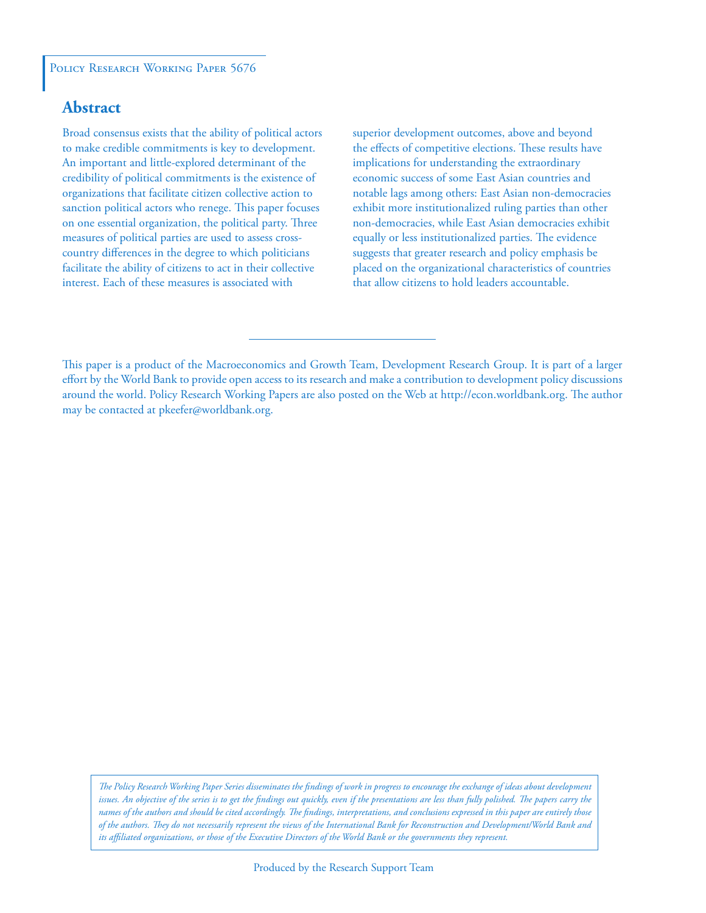Policy Research Working Paper 5676

## Abstract

Broad consensus exists that the ability of political actors to make credible commitments is key to development. An important and little-explored determinant of the credibility of political commitments is the existence of organizations that facilitate citizen collective action to sanction political actors who renege. This paper focuses on one essential organization, the political party. Three measures of political parties are used to assess cross-country differences in the degree to which politicians facilitate the ability of citizens to act in their collective interest. Each of these measures is associated with superior development outcomes, above and beyond the effects of competitive elections. These results have implications for understanding the extraordinary economic success of some East Asian countries and notable lags among others: East Asian non-democracies exhibit more institutionalized ruling parties than other non-democracies, while East Asian democracies exhibit equally or less institutionalized parties. The evidence suggests that greater research and policy emphasis be placed on the organizational characteristics of countries that allow citizens to hold leaders accountable.

This paper is a product of the Macroeconomics and Growth Team, Development Research Group. It is part of a larger effort by the World Bank to provide open access to its research and make a contribution to development policy discussions around the world. Policy Research Working Papers are also posted on the Web at http://econ.worldbank.org. The author may be contacted at pkeefer@worldbank.org.

*The Policy Research Working Paper Series disseminates the findings of work in progress to encourage the exchange of ideas about development issues. An objective of the series is to get the findings out quickly, even if the presentations are less than fully polished. The papers carry the names of the authors and should be cited accordingly. The findings, interpretations, and conclusions expressed in this paper are entirely those of the authors. They do not necessarily represent the views of the International Bank for Reconstruction and Development/World Bank and its affiliated organizations, or those of the Executive Directors of the World Bank or the governments they represent.*

Produced by the Research Support Team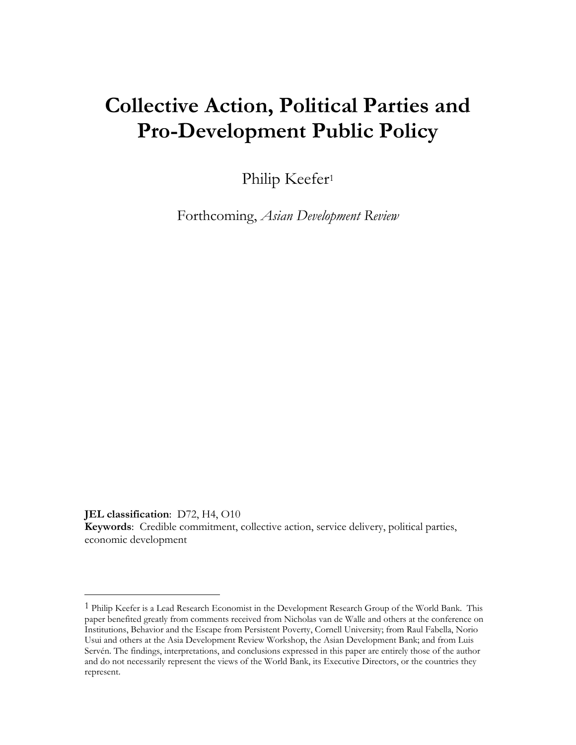# Collective Action, Political Parties and Pro-Development Public Policy

Philip Keefer[1]

Forthcoming, *Asian Development Review*

**JEL classification**: D72, H4, O10
**Keywords**: Credible commitment, collective action, service delivery, political parties, economic development

---

[1] Philip Keefer is a Lead Research Economist in the Development Research Group of the World Bank. This paper benefited greatly from comments received from Nicholas van de Walle and others at the conference on Institutions, Behavior and the Escape from Persistent Poverty, Cornell University; from Raul Fabella, Norio Usui and others at the Asia Development Review Workshop, the Asian Development Bank; and from Luis Servén. The findings, interpretations, and conclusions expressed in this paper are entirely those of the author and do not necessarily represent the views of the World Bank, its Executive Directors, or the countries they represent.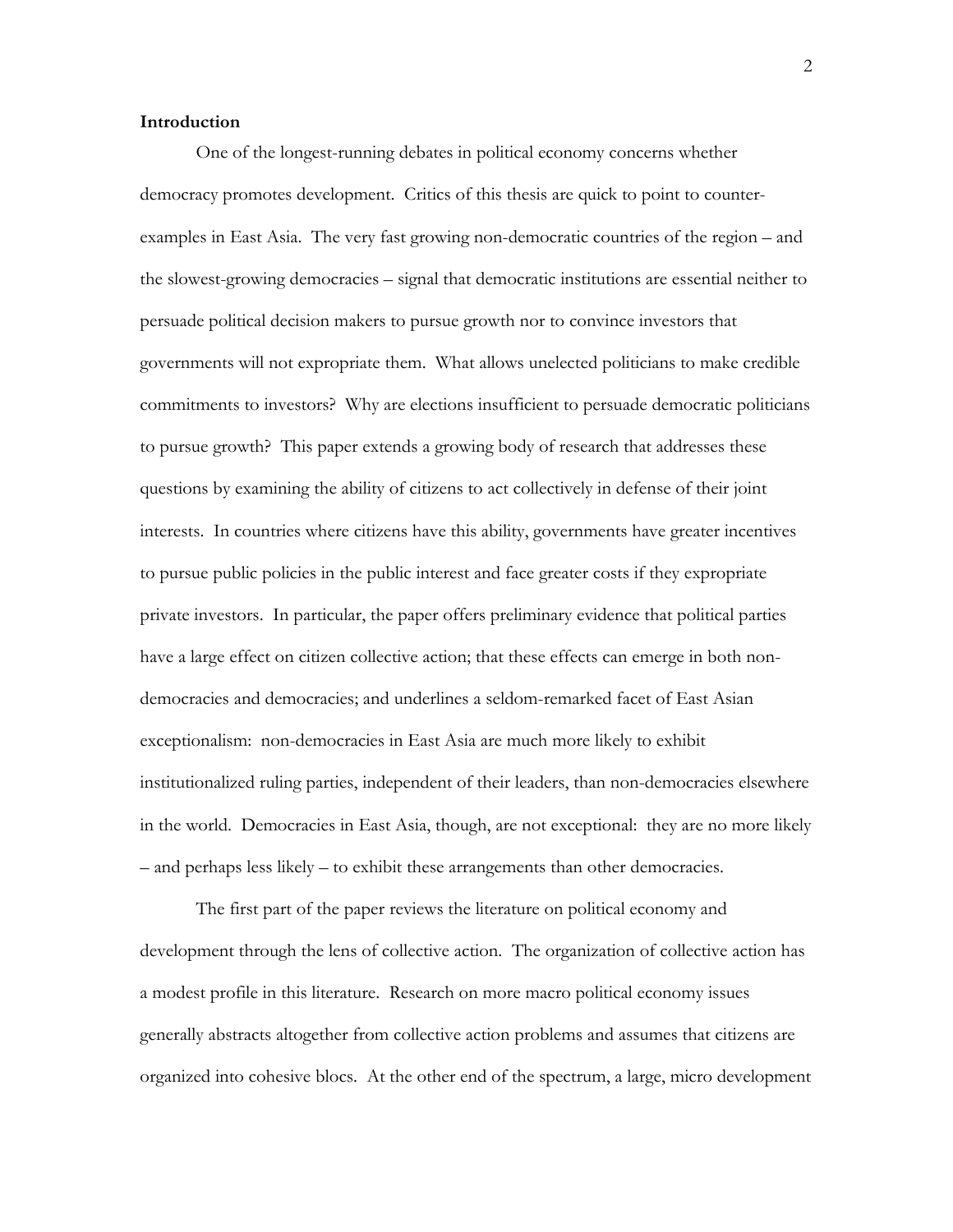## Introduction

One of the longest-running debates in political economy concerns whether democracy promotes development. Critics of this thesis are quick to point to counter-examples in East Asia. The very fast growing non-democratic countries of the region – and the slowest-growing democracies – signal that democratic institutions are essential neither to persuade political decision makers to pursue growth nor to convince investors that governments will not expropriate them. What allows unelected politicians to make credible commitments to investors? Why are elections insufficient to persuade democratic politicians to pursue growth? This paper extends a growing body of research that addresses these questions by examining the ability of citizens to act collectively in defense of their joint interests. In countries where citizens have this ability, governments have greater incentives to pursue public policies in the public interest and face greater costs if they expropriate private investors. In particular, the paper offers preliminary evidence that political parties have a large effect on citizen collective action; that these effects can emerge in both non-democracies and democracies; and underlines a seldom-remarked facet of East Asian exceptionalism: non-democracies in East Asia are much more likely to exhibit institutionalized ruling parties, independent of their leaders, than non-democracies elsewhere in the world. Democracies in East Asia, though, are not exceptional: they are no more likely – and perhaps less likely – to exhibit these arrangements than other democracies.

The first part of the paper reviews the literature on political economy and development through the lens of collective action. The organization of collective action has a modest profile in this literature. Research on more macro political economy issues generally abstracts altogether from collective action problems and assumes that citizens are organized into cohesive blocs. At the other end of the spectrum, a large, micro development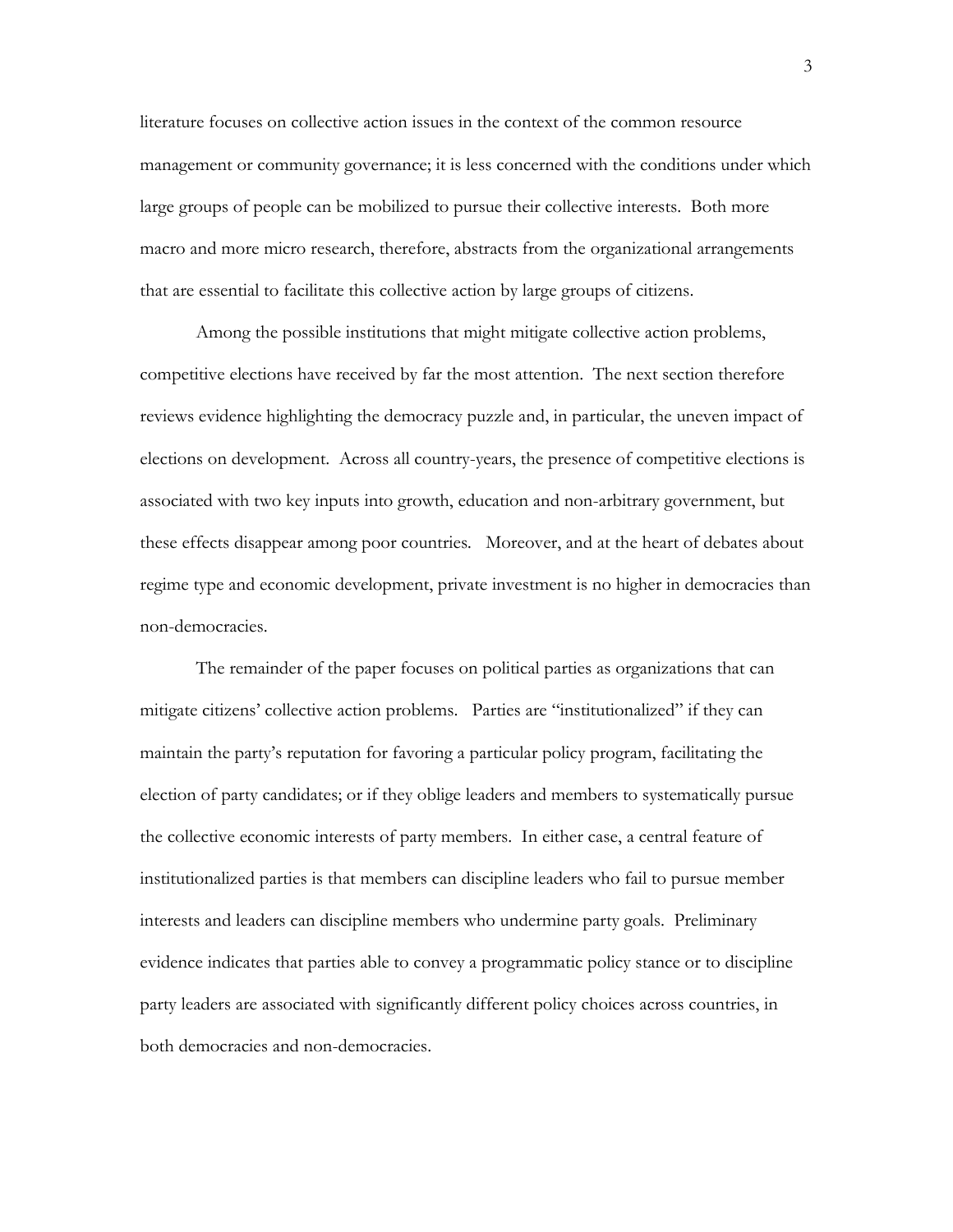literature focuses on collective action issues in the context of the common resource management or community governance; it is less concerned with the conditions under which large groups of people can be mobilized to pursue their collective interests. Both more macro and more micro research, therefore, abstracts from the organizational arrangements that are essential to facilitate this collective action by large groups of citizens.

Among the possible institutions that might mitigate collective action problems, competitive elections have received by far the most attention. The next section therefore reviews evidence highlighting the democracy puzzle and, in particular, the uneven impact of elections on development. Across all country-years, the presence of competitive elections is associated with two key inputs into growth, education and non-arbitrary government, but these effects disappear among poor countries. Moreover, and at the heart of debates about regime type and economic development, private investment is no higher in democracies than non-democracies.

The remainder of the paper focuses on political parties as organizations that can mitigate citizens' collective action problems. Parties are "institutionalized" if they can maintain the party's reputation for favoring a particular policy program, facilitating the election of party candidates; or if they oblige leaders and members to systematically pursue the collective economic interests of party members. In either case, a central feature of institutionalized parties is that members can discipline leaders who fail to pursue member interests and leaders can discipline members who undermine party goals. Preliminary evidence indicates that parties able to convey a programmatic policy stance or to discipline party leaders are associated with significantly different policy choices across countries, in both democracies and non-democracies.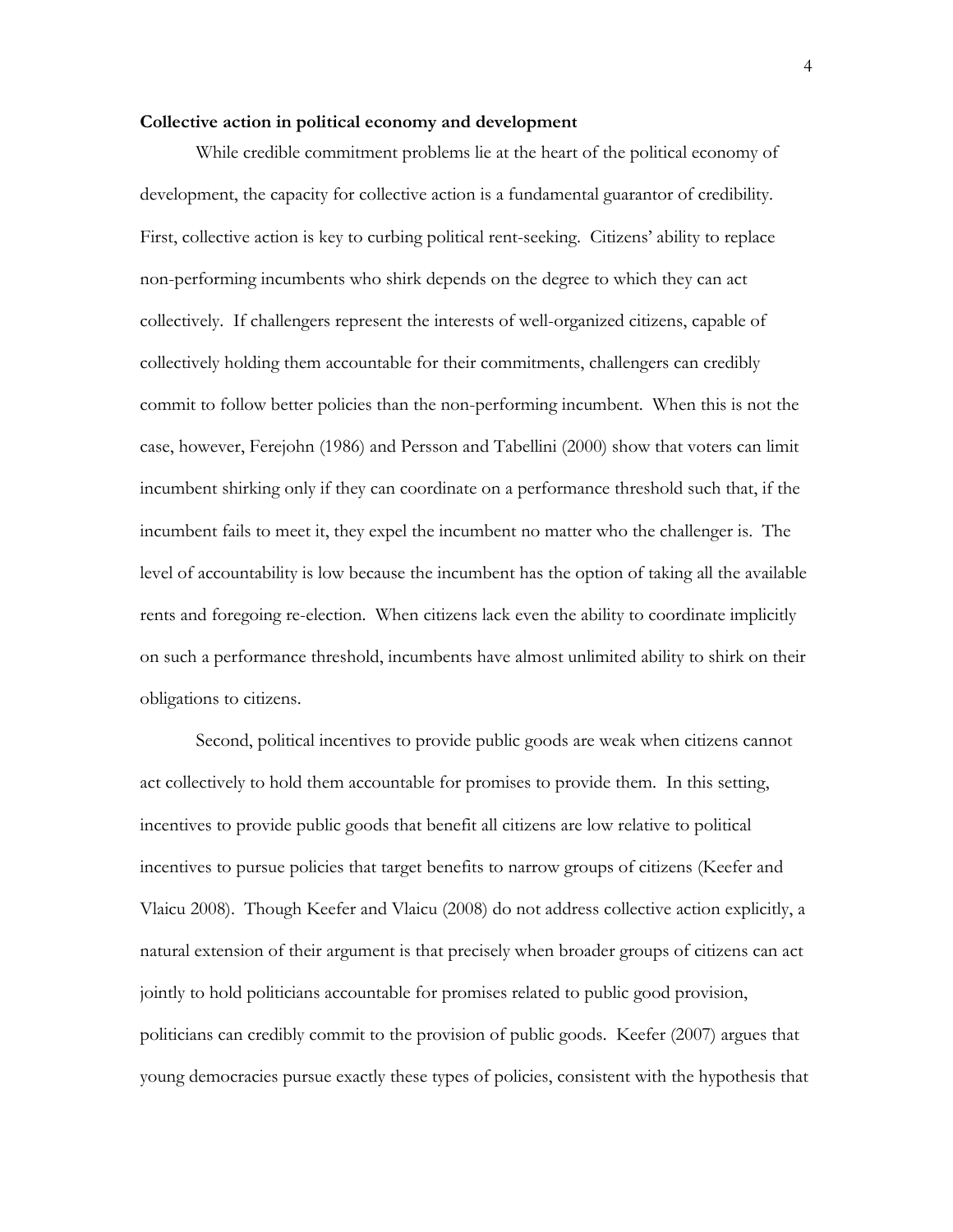**Collective action in political economy and development**

While credible commitment problems lie at the heart of the political economy of development, the capacity for collective action is a fundamental guarantor of credibility. First, collective action is key to curbing political rent-seeking. Citizens' ability to replace non-performing incumbents who shirk depends on the degree to which they can act collectively. If challengers represent the interests of well-organized citizens, capable of collectively holding them accountable for their commitments, challengers can credibly commit to follow better policies than the non-performing incumbent. When this is not the case, however, Ferejohn (1986) and Persson and Tabellini (2000) show that voters can limit incumbent shirking only if they can coordinate on a performance threshold such that, if the incumbent fails to meet it, they expel the incumbent no matter who the challenger is. The level of accountability is low because the incumbent has the option of taking all the available rents and foregoing re-election. When citizens lack even the ability to coordinate implicitly on such a performance threshold, incumbents have almost unlimited ability to shirk on their obligations to citizens.

Second, political incentives to provide public goods are weak when citizens cannot act collectively to hold them accountable for promises to provide them. In this setting, incentives to provide public goods that benefit all citizens are low relative to political incentives to pursue policies that target benefits to narrow groups of citizens (Keefer and Vlaicu 2008). Though Keefer and Vlaicu (2008) do not address collective action explicitly, a natural extension of their argument is that precisely when broader groups of citizens can act jointly to hold politicians accountable for promises related to public good provision, politicians can credibly commit to the provision of public goods. Keefer (2007) argues that young democracies pursue exactly these types of policies, consistent with the hypothesis that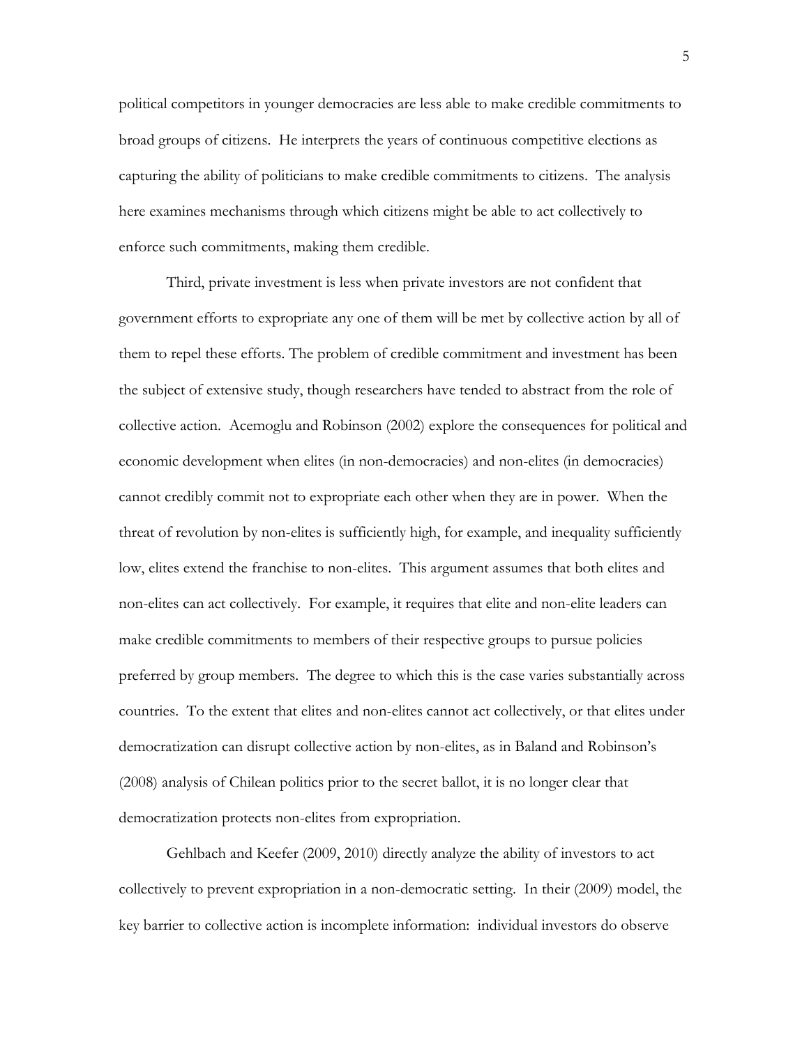political competitors in younger democracies are less able to make credible commitments to broad groups of citizens. He interprets the years of continuous competitive elections as capturing the ability of politicians to make credible commitments to citizens. The analysis here examines mechanisms through which citizens might be able to act collectively to enforce such commitments, making them credible.

Third, private investment is less when private investors are not confident that government efforts to expropriate any one of them will be met by collective action by all of them to repel these efforts. The problem of credible commitment and investment has been the subject of extensive study, though researchers have tended to abstract from the role of collective action. Acemoglu and Robinson (2002) explore the consequences for political and economic development when elites (in non-democracies) and non-elites (in democracies) cannot credibly commit not to expropriate each other when they are in power. When the threat of revolution by non-elites is sufficiently high, for example, and inequality sufficiently low, elites extend the franchise to non-elites. This argument assumes that both elites and non-elites can act collectively. For example, it requires that elite and non-elite leaders can make credible commitments to members of their respective groups to pursue policies preferred by group members. The degree to which this is the case varies substantially across countries. To the extent that elites and non-elites cannot act collectively, or that elites under democratization can disrupt collective action by non-elites, as in Baland and Robinson's (2008) analysis of Chilean politics prior to the secret ballot, it is no longer clear that democratization protects non-elites from expropriation.

Gehlbach and Keefer (2009, 2010) directly analyze the ability of investors to act collectively to prevent expropriation in a non-democratic setting. In their (2009) model, the key barrier to collective action is incomplete information: individual investors do observe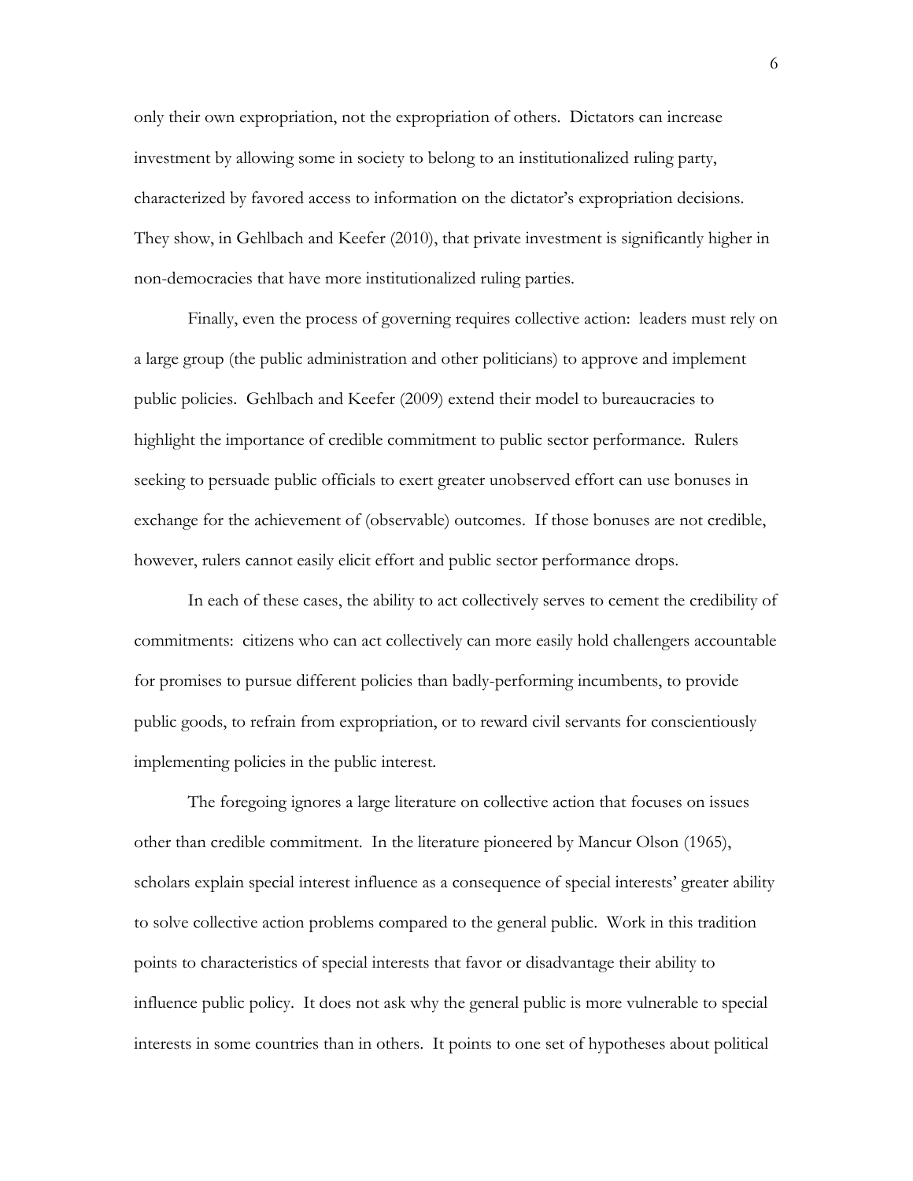only their own expropriation, not the expropriation of others. Dictators can increase investment by allowing some in society to belong to an institutionalized ruling party, characterized by favored access to information on the dictator's expropriation decisions. They show, in Gehlbach and Keefer (2010), that private investment is significantly higher in non-democracies that have more institutionalized ruling parties.

Finally, even the process of governing requires collective action: leaders must rely on a large group (the public administration and other politicians) to approve and implement public policies. Gehlbach and Keefer (2009) extend their model to bureaucracies to highlight the importance of credible commitment to public sector performance. Rulers seeking to persuade public officials to exert greater unobserved effort can use bonuses in exchange for the achievement of (observable) outcomes. If those bonuses are not credible, however, rulers cannot easily elicit effort and public sector performance drops.

In each of these cases, the ability to act collectively serves to cement the credibility of commitments: citizens who can act collectively can more easily hold challengers accountable for promises to pursue different policies than badly-performing incumbents, to provide public goods, to refrain from expropriation, or to reward civil servants for conscientiously implementing policies in the public interest.

The foregoing ignores a large literature on collective action that focuses on issues other than credible commitment. In the literature pioneered by Mancur Olson (1965), scholars explain special interest influence as a consequence of special interests' greater ability to solve collective action problems compared to the general public. Work in this tradition points to characteristics of special interests that favor or disadvantage their ability to influence public policy. It does not ask why the general public is more vulnerable to special interests in some countries than in others. It points to one set of hypotheses about political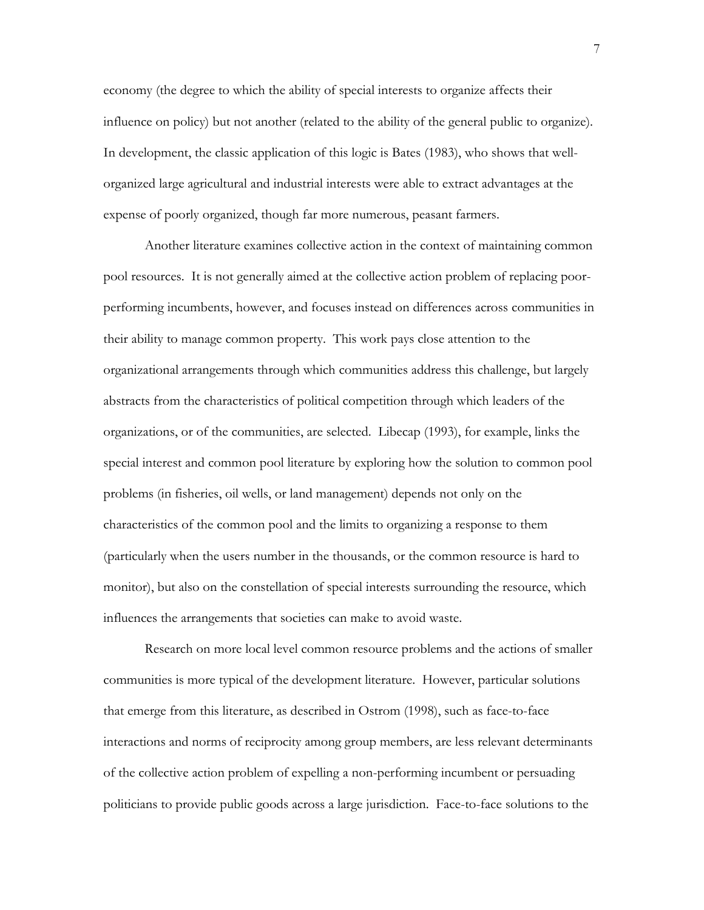economy (the degree to which the ability of special interests to organize affects their influence on policy) but not another (related to the ability of the general public to organize). In development, the classic application of this logic is Bates (1983), who shows that well-organized large agricultural and industrial interests were able to extract advantages at the expense of poorly organized, though far more numerous, peasant farmers.

Another literature examines collective action in the context of maintaining common pool resources. It is not generally aimed at the collective action problem of replacing poor-performing incumbents, however, and focuses instead on differences across communities in their ability to manage common property. This work pays close attention to the organizational arrangements through which communities address this challenge, but largely abstracts from the characteristics of political competition through which leaders of the organizations, or of the communities, are selected. Libecap (1993), for example, links the special interest and common pool literature by exploring how the solution to common pool problems (in fisheries, oil wells, or land management) depends not only on the characteristics of the common pool and the limits to organizing a response to them (particularly when the users number in the thousands, or the common resource is hard to monitor), but also on the constellation of special interests surrounding the resource, which influences the arrangements that societies can make to avoid waste.

Research on more local level common resource problems and the actions of smaller communities is more typical of the development literature. However, particular solutions that emerge from this literature, as described in Ostrom (1998), such as face-to-face interactions and norms of reciprocity among group members, are less relevant determinants of the collective action problem of expelling a non-performing incumbent or persuading politicians to provide public goods across a large jurisdiction. Face-to-face solutions to the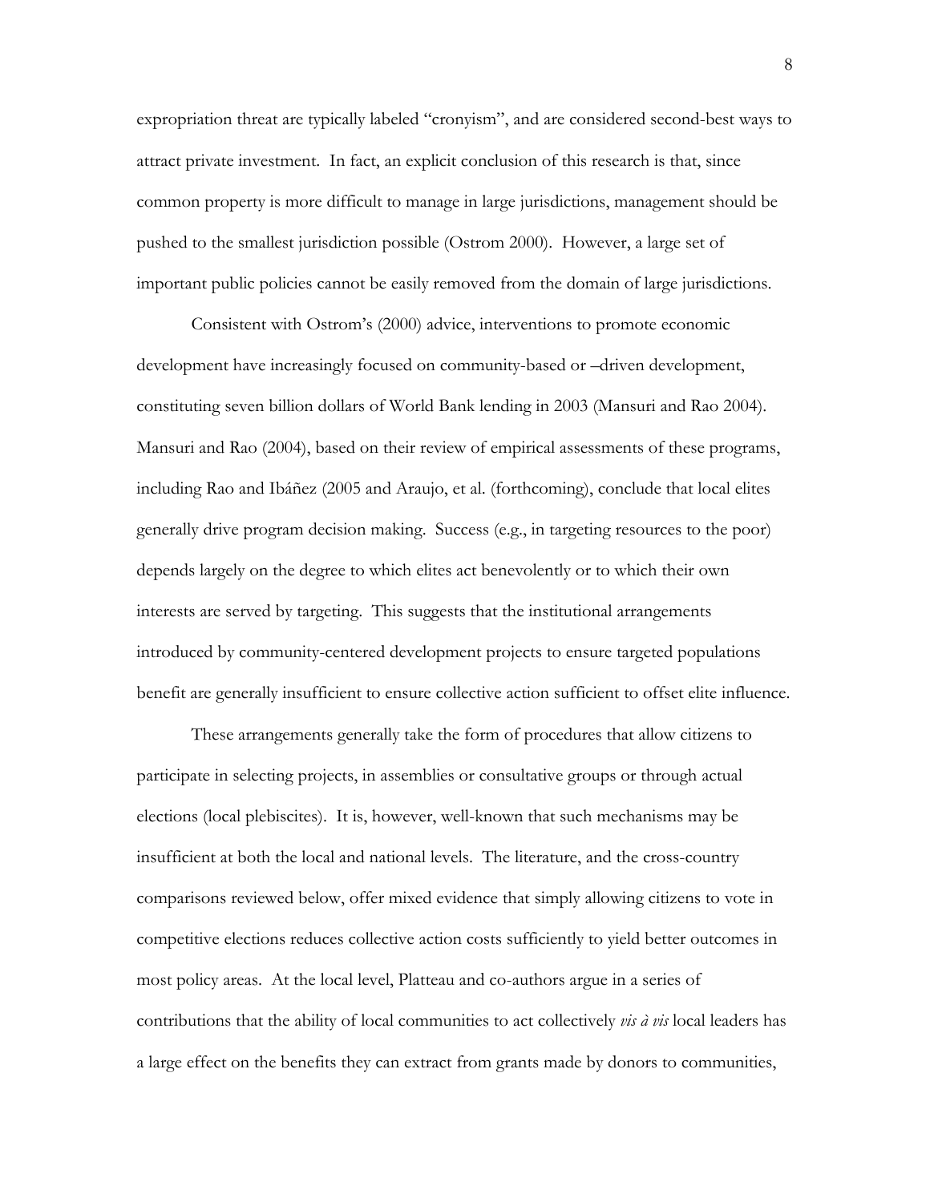expropriation threat are typically labeled "cronyism", and are considered second-best ways to attract private investment. In fact, an explicit conclusion of this research is that, since common property is more difficult to manage in large jurisdictions, management should be pushed to the smallest jurisdiction possible (Ostrom 2000). However, a large set of important public policies cannot be easily removed from the domain of large jurisdictions.

Consistent with Ostrom's (2000) advice, interventions to promote economic development have increasingly focused on community-based or –driven development, constituting seven billion dollars of World Bank lending in 2003 (Mansuri and Rao 2004). Mansuri and Rao (2004), based on their review of empirical assessments of these programs, including Rao and Ibáñez (2005 and Araujo, et al. (forthcoming), conclude that local elites generally drive program decision making. Success (e.g., in targeting resources to the poor) depends largely on the degree to which elites act benevolently or to which their own interests are served by targeting. This suggests that the institutional arrangements introduced by community-centered development projects to ensure targeted populations benefit are generally insufficient to ensure collective action sufficient to offset elite influence.

These arrangements generally take the form of procedures that allow citizens to participate in selecting projects, in assemblies or consultative groups or through actual elections (local plebiscites). It is, however, well-known that such mechanisms may be insufficient at both the local and national levels. The literature, and the cross-country comparisons reviewed below, offer mixed evidence that simply allowing citizens to vote in competitive elections reduces collective action costs sufficiently to yield better outcomes in most policy areas. At the local level, Platteau and co-authors argue in a series of contributions that the ability of local communities to act collectively *vis à vis* local leaders has a large effect on the benefits they can extract from grants made by donors to communities,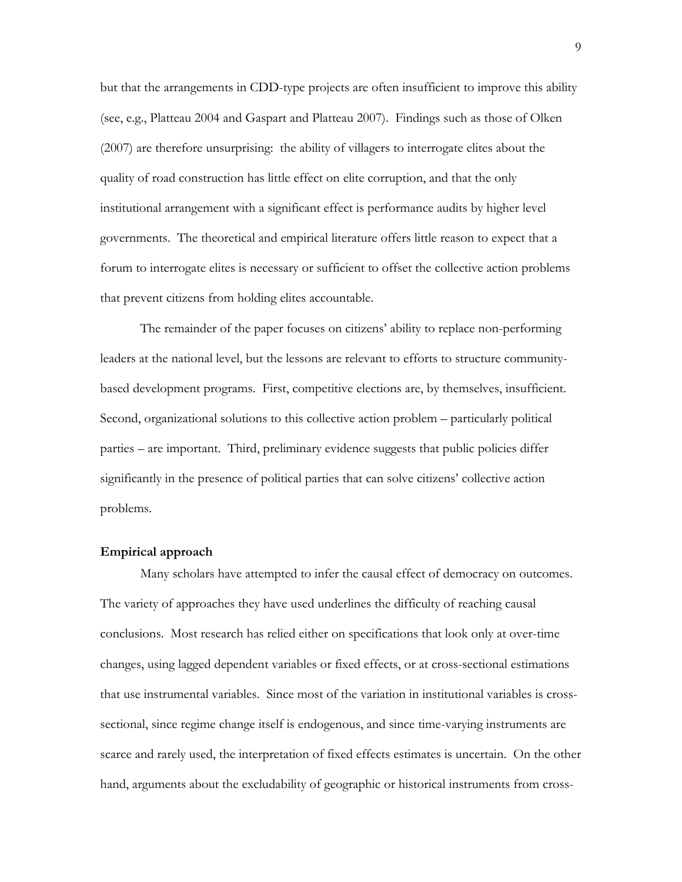but that the arrangements in CDD-type projects are often insufficient to improve this ability (see, e.g., Platteau 2004 and Gaspart and Platteau 2007). Findings such as those of Olken (2007) are therefore unsurprising: the ability of villagers to interrogate elites about the quality of road construction has little effect on elite corruption, and that the only institutional arrangement with a significant effect is performance audits by higher level governments. The theoretical and empirical literature offers little reason to expect that a forum to interrogate elites is necessary or sufficient to offset the collective action problems that prevent citizens from holding elites accountable.

The remainder of the paper focuses on citizens' ability to replace non-performing leaders at the national level, but the lessons are relevant to efforts to structure community-based development programs. First, competitive elections are, by themselves, insufficient. Second, organizational solutions to this collective action problem – particularly political parties – are important. Third, preliminary evidence suggests that public policies differ significantly in the presence of political parties that can solve citizens' collective action problems.

**Empirical approach**

Many scholars have attempted to infer the causal effect of democracy on outcomes. The variety of approaches they have used underlines the difficulty of reaching causal conclusions. Most research has relied either on specifications that look only at over-time changes, using lagged dependent variables or fixed effects, or at cross-sectional estimations that use instrumental variables. Since most of the variation in institutional variables is cross-sectional, since regime change itself is endogenous, and since time-varying instruments are scarce and rarely used, the interpretation of fixed effects estimates is uncertain. On the other hand, arguments about the excludability of geographic or historical instruments from cross-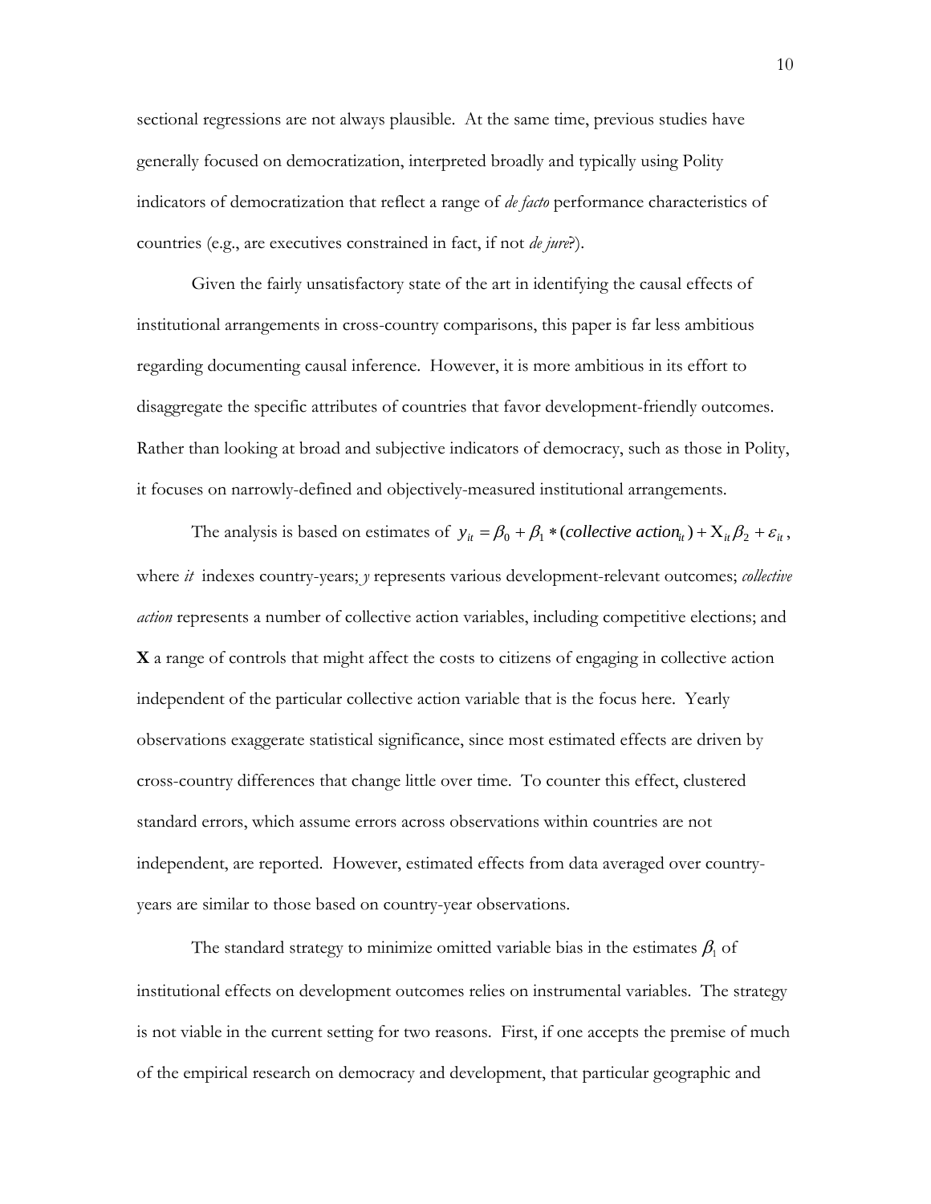sectional regressions are not always plausible. At the same time, previous studies have generally focused on democratization, interpreted broadly and typically using Polity indicators of democratization that reflect a range of *de facto* performance characteristics of countries (e.g., are executives constrained in fact, if not *de jure*?).

Given the fairly unsatisfactory state of the art in identifying the causal effects of institutional arrangements in cross-country comparisons, this paper is far less ambitious regarding documenting causal inference. However, it is more ambitious in its effort to disaggregate the specific attributes of countries that favor development-friendly outcomes. Rather than looking at broad and subjective indicators of democracy, such as those in Polity, it focuses on narrowly-defined and objectively-measured institutional arrangements.

The analysis is based on estimates of $y_{it} = \beta_0 + \beta_1 * (collective\ action_{it}) + X_{it}\beta_2 + \varepsilon_{it}$, where *it* indexes country-years; *y* represents various development-relevant outcomes; *collective action* represents a number of collective action variables, including competitive elections; and **X** a range of controls that might affect the costs to citizens of engaging in collective action independent of the particular collective action variable that is the focus here. Yearly observations exaggerate statistical significance, since most estimated effects are driven by cross-country differences that change little over time. To counter this effect, clustered standard errors, which assume errors across observations within countries are not independent, are reported. However, estimated effects from data averaged over country-years are similar to those based on country-year observations.

The standard strategy to minimize omitted variable bias in the estimates $\beta_1$ of institutional effects on development outcomes relies on instrumental variables. The strategy is not viable in the current setting for two reasons. First, if one accepts the premise of much of the empirical research on democracy and development, that particular geographic and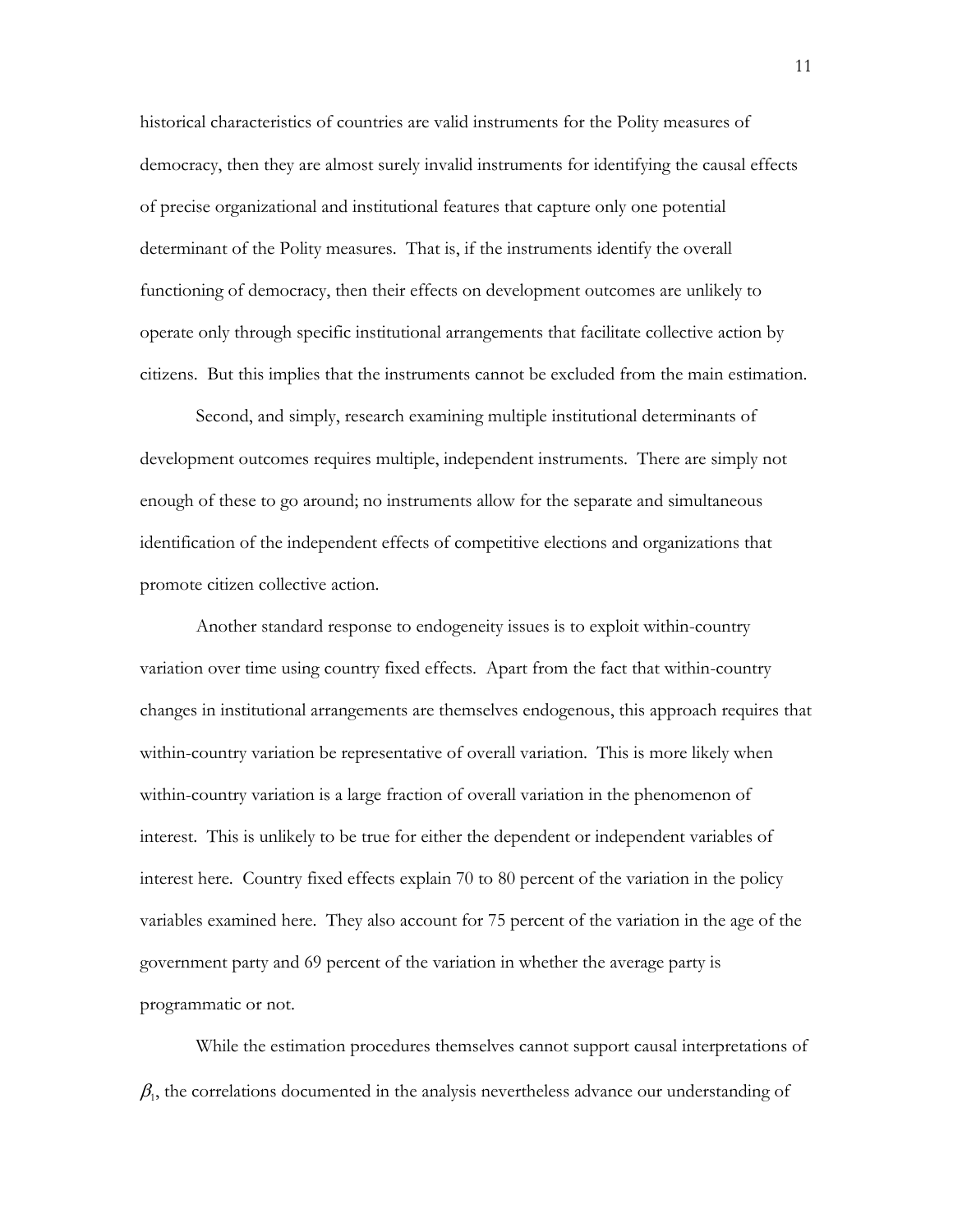historical characteristics of countries are valid instruments for the Polity measures of democracy, then they are almost surely invalid instruments for identifying the causal effects of precise organizational and institutional features that capture only one potential determinant of the Polity measures. That is, if the instruments identify the overall functioning of democracy, then their effects on development outcomes are unlikely to operate only through specific institutional arrangements that facilitate collective action by citizens. But this implies that the instruments cannot be excluded from the main estimation.

Second, and simply, research examining multiple institutional determinants of development outcomes requires multiple, independent instruments. There are simply not enough of these to go around; no instruments allow for the separate and simultaneous identification of the independent effects of competitive elections and organizations that promote citizen collective action.

Another standard response to endogeneity issues is to exploit within-country variation over time using country fixed effects. Apart from the fact that within-country changes in institutional arrangements are themselves endogenous, this approach requires that within-country variation be representative of overall variation. This is more likely when within-country variation is a large fraction of overall variation in the phenomenon of interest. This is unlikely to be true for either the dependent or independent variables of interest here. Country fixed effects explain 70 to 80 percent of the variation in the policy variables examined here. They also account for 75 percent of the variation in the age of the government party and 69 percent of the variation in whether the average party is programmatic or not.

While the estimation procedures themselves cannot support causal interpretations of $\beta_1$, the correlations documented in the analysis nevertheless advance our understanding of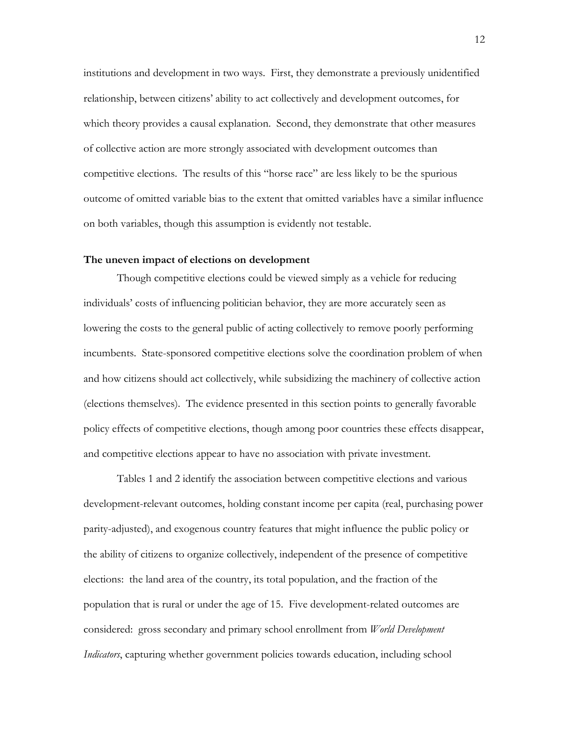institutions and development in two ways. First, they demonstrate a previously unidentified relationship, between citizens' ability to act collectively and development outcomes, for which theory provides a causal explanation. Second, they demonstrate that other measures of collective action are more strongly associated with development outcomes than competitive elections. The results of this "horse race" are less likely to be the spurious outcome of omitted variable bias to the extent that omitted variables have a similar influence on both variables, though this assumption is evidently not testable.

**The uneven impact of elections on development**

Though competitive elections could be viewed simply as a vehicle for reducing individuals' costs of influencing politician behavior, they are more accurately seen as lowering the costs to the general public of acting collectively to remove poorly performing incumbents. State-sponsored competitive elections solve the coordination problem of when and how citizens should act collectively, while subsidizing the machinery of collective action (elections themselves). The evidence presented in this section points to generally favorable policy effects of competitive elections, though among poor countries these effects disappear, and competitive elections appear to have no association with private investment.

Tables 1 and 2 identify the association between competitive elections and various development-relevant outcomes, holding constant income per capita (real, purchasing power parity-adjusted), and exogenous country features that might influence the public policy or the ability of citizens to organize collectively, independent of the presence of competitive elections: the land area of the country, its total population, and the fraction of the population that is rural or under the age of 15. Five development-related outcomes are considered: gross secondary and primary school enrollment from *World Development Indicators*, capturing whether government policies towards education, including school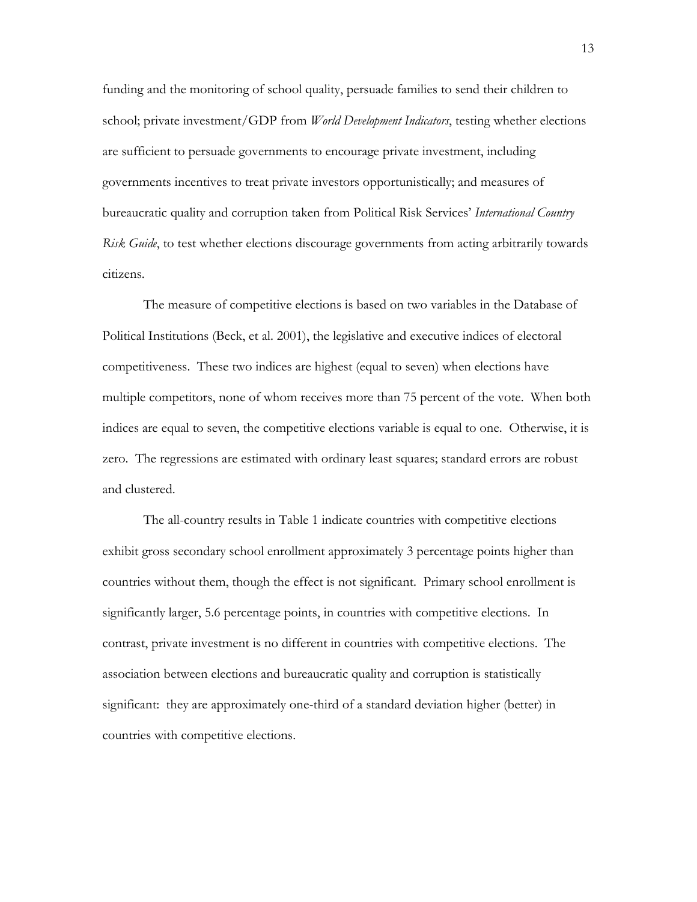funding and the monitoring of school quality, persuade families to send their children to school; private investment/GDP from *World Development Indicators*, testing whether elections are sufficient to persuade governments to encourage private investment, including governments incentives to treat private investors opportunistically; and measures of bureaucratic quality and corruption taken from Political Risk Services' *International Country Risk Guide*, to test whether elections discourage governments from acting arbitrarily towards citizens.

The measure of competitive elections is based on two variables in the Database of Political Institutions (Beck, et al. 2001), the legislative and executive indices of electoral competitiveness. These two indices are highest (equal to seven) when elections have multiple competitors, none of whom receives more than 75 percent of the vote. When both indices are equal to seven, the competitive elections variable is equal to one. Otherwise, it is zero. The regressions are estimated with ordinary least squares; standard errors are robust and clustered.

The all-country results in Table 1 indicate countries with competitive elections exhibit gross secondary school enrollment approximately 3 percentage points higher than countries without them, though the effect is not significant. Primary school enrollment is significantly larger, 5.6 percentage points, in countries with competitive elections. In contrast, private investment is no different in countries with competitive elections. The association between elections and bureaucratic quality and corruption is statistically significant: they are approximately one-third of a standard deviation higher (better) in countries with competitive elections.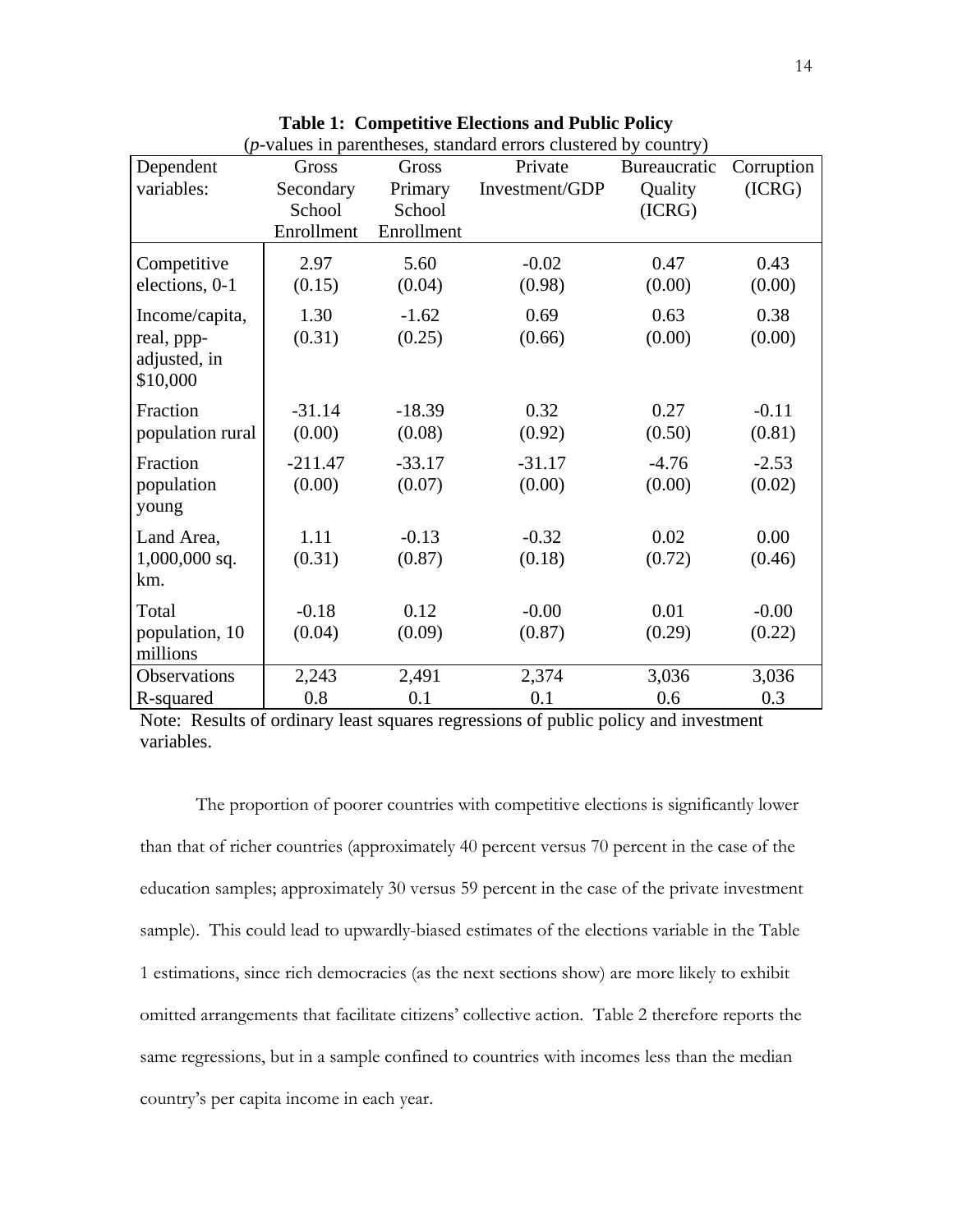**Table 1: Competitive Elections and Public Policy**

(*p*-values in parentheses, standard errors clustered by country)

| Dependent variables: | Gross Secondary School Enrollment | Gross Primary School Enrollment | Private Investment/GDP | Bureaucratic Quality (ICRG) | Corruption (ICRG) |
|---|---|---|---|---|---|
| Competitive elections, 0-1 | 2.97 (0.15) | 5.60 (0.04) | -0.02 (0.98) | 0.47 (0.00) | 0.43 (0.00) |
| Income/capita, real, ppp-adjusted, in $10,000 | 1.30 (0.31) | -1.62 (0.25) | 0.69 (0.66) | 0.63 (0.00) | 0.38 (0.00) |
| Fraction population rural | -31.14 (0.00) | -18.39 (0.08) | 0.32 (0.92) | 0.27 (0.50) | -0.11 (0.81) |
| Fraction population young | -211.47 (0.00) | -33.17 (0.07) | -31.17 (0.00) | -4.76 (0.00) | -2.53 (0.02) |
| Land Area, 1,000,000 sq. km. | 1.11 (0.31) | -0.13 (0.87) | -0.32 (0.18) | 0.02 (0.72) | 0.00 (0.46) |
| Total population, 10 millions | -0.18 (0.04) | 0.12 (0.09) | -0.00 (0.87) | 0.01 (0.29) | -0.00 (0.22) |
| Observations | 2,243 | 2,491 | 2,374 | 3,036 | 3,036 |
| R-squared | 0.8 | 0.1 | 0.1 | 0.6 | 0.3 |

Note: Results of ordinary least squares regressions of public policy and investment variables.

The proportion of poorer countries with competitive elections is significantly lower than that of richer countries (approximately 40 percent versus 70 percent in the case of the education samples; approximately 30 versus 59 percent in the case of the private investment sample). This could lead to upwardly-biased estimates of the elections variable in the Table 1 estimations, since rich democracies (as the next sections show) are more likely to exhibit omitted arrangements that facilitate citizens' collective action. Table 2 therefore reports the same regressions, but in a sample confined to countries with incomes less than the median country's per capita income in each year.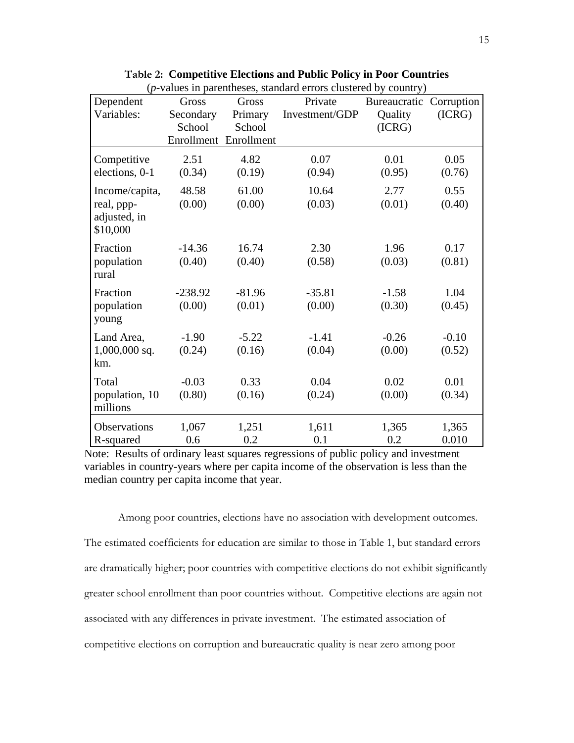**Table 2: Competitive Elections and Public Policy in Poor Countries**

(*p*-values in parentheses, standard errors clustered by country)

| Dependent Variables: | Gross Secondary School Enrollment | Gross Primary School Enrollment | Private Investment/GDP | Bureaucratic Quality (ICRG) | Corruption (ICRG) |
|---|---|---|---|---|---|
| Competitive elections, 0-1 | 2.51<br>(0.34) | 4.82<br>(0.19) | 0.07<br>(0.94) | 0.01<br>(0.95) | 0.05<br>(0.76) |
| Income/capita, real, ppp-adjusted, in $10,000 | 48.58<br>(0.00) | 61.00<br>(0.00) | 10.64<br>(0.03) | 2.77<br>(0.01) | 0.55<br>(0.40) |
| Fraction population rural | -14.36<br>(0.40) | 16.74<br>(0.40) | 2.30<br>(0.58) | 1.96<br>(0.03) | 0.17<br>(0.81) |
| Fraction population young | -238.92<br>(0.00) | -81.96<br>(0.01) | -35.81<br>(0.00) | -1.58<br>(0.30) | 1.04<br>(0.45) |
| Land Area, 1,000,000 sq. km. | -1.90<br>(0.24) | -5.22<br>(0.16) | -1.41<br>(0.04) | -0.26<br>(0.00) | -0.10<br>(0.52) |
| Total population, 10 millions | -0.03<br>(0.80) | 0.33<br>(0.16) | 0.04<br>(0.24) | 0.02<br>(0.00) | 0.01<br>(0.34) |
| Observations | 1,067 | 1,251 | 1,611 | 1,365 | 1,365 |
| R-squared | 0.6 | 0.2 | 0.1 | 0.2 | 0.010 |

Note: Results of ordinary least squares regressions of public policy and investment variables in country-years where per capita income of the observation is less than the median country per capita income that year.

Among poor countries, elections have no association with development outcomes. The estimated coefficients for education are similar to those in Table 1, but standard errors are dramatically higher; poor countries with competitive elections do not exhibit significantly greater school enrollment than poor countries without. Competitive elections are again not associated with any differences in private investment. The estimated association of competitive elections on corruption and bureaucratic quality is near zero among poor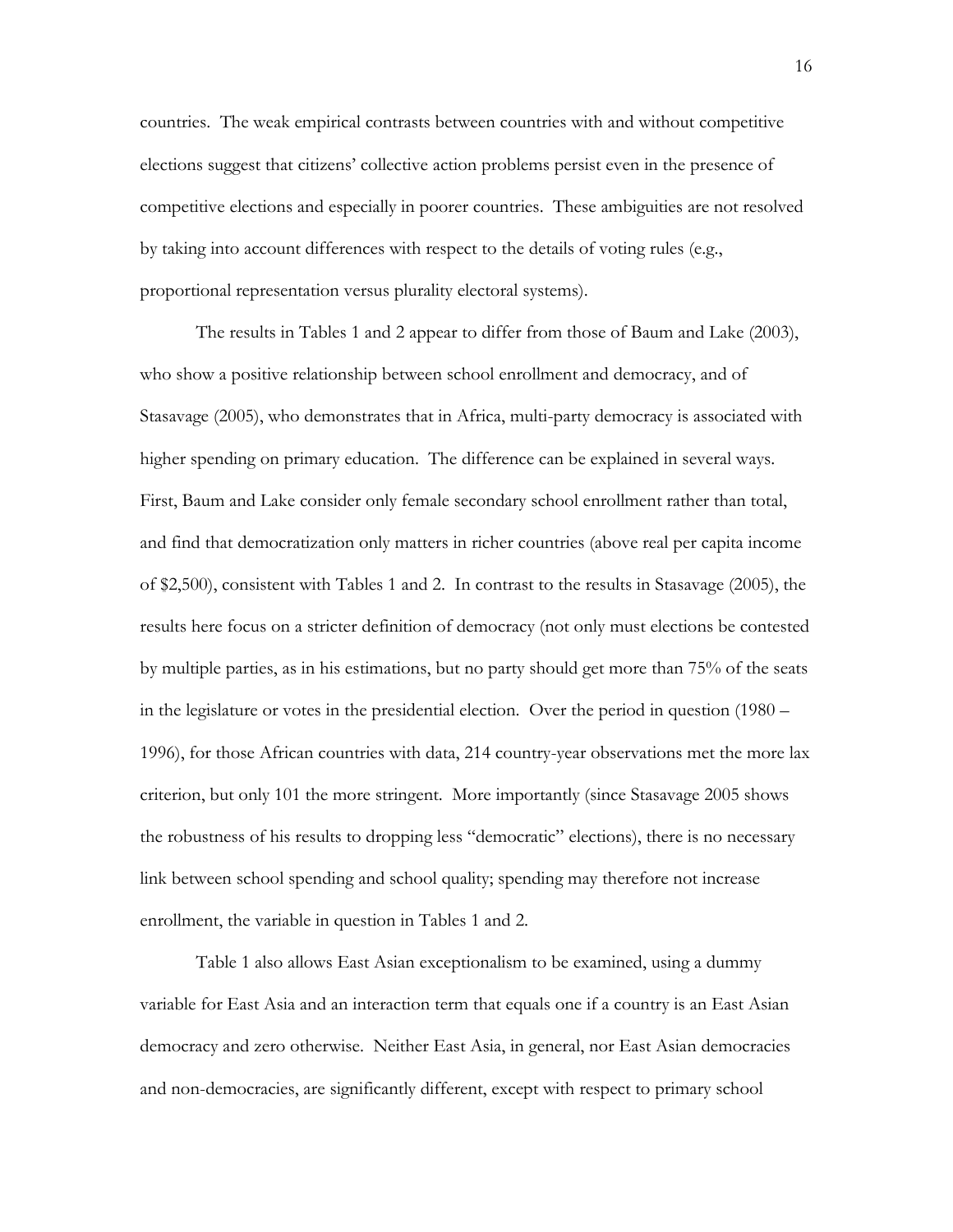countries. The weak empirical contrasts between countries with and without competitive elections suggest that citizens' collective action problems persist even in the presence of competitive elections and especially in poorer countries. These ambiguities are not resolved by taking into account differences with respect to the details of voting rules (e.g., proportional representation versus plurality electoral systems).

The results in Tables 1 and 2 appear to differ from those of Baum and Lake (2003), who show a positive relationship between school enrollment and democracy, and of Stasavage (2005), who demonstrates that in Africa, multi-party democracy is associated with higher spending on primary education. The difference can be explained in several ways. First, Baum and Lake consider only female secondary school enrollment rather than total, and find that democratization only matters in richer countries (above real per capita income of $2,500), consistent with Tables 1 and 2. In contrast to the results in Stasavage (2005), the results here focus on a stricter definition of democracy (not only must elections be contested by multiple parties, as in his estimations, but no party should get more than 75% of the seats in the legislature or votes in the presidential election. Over the period in question (1980 – 1996), for those African countries with data, 214 country-year observations met the more lax criterion, but only 101 the more stringent. More importantly (since Stasavage 2005 shows the robustness of his results to dropping less "democratic" elections), there is no necessary link between school spending and school quality; spending may therefore not increase enrollment, the variable in question in Tables 1 and 2.

Table 1 also allows East Asian exceptionalism to be examined, using a dummy variable for East Asia and an interaction term that equals one if a country is an East Asian democracy and zero otherwise. Neither East Asia, in general, nor East Asian democracies and non-democracies, are significantly different, except with respect to primary school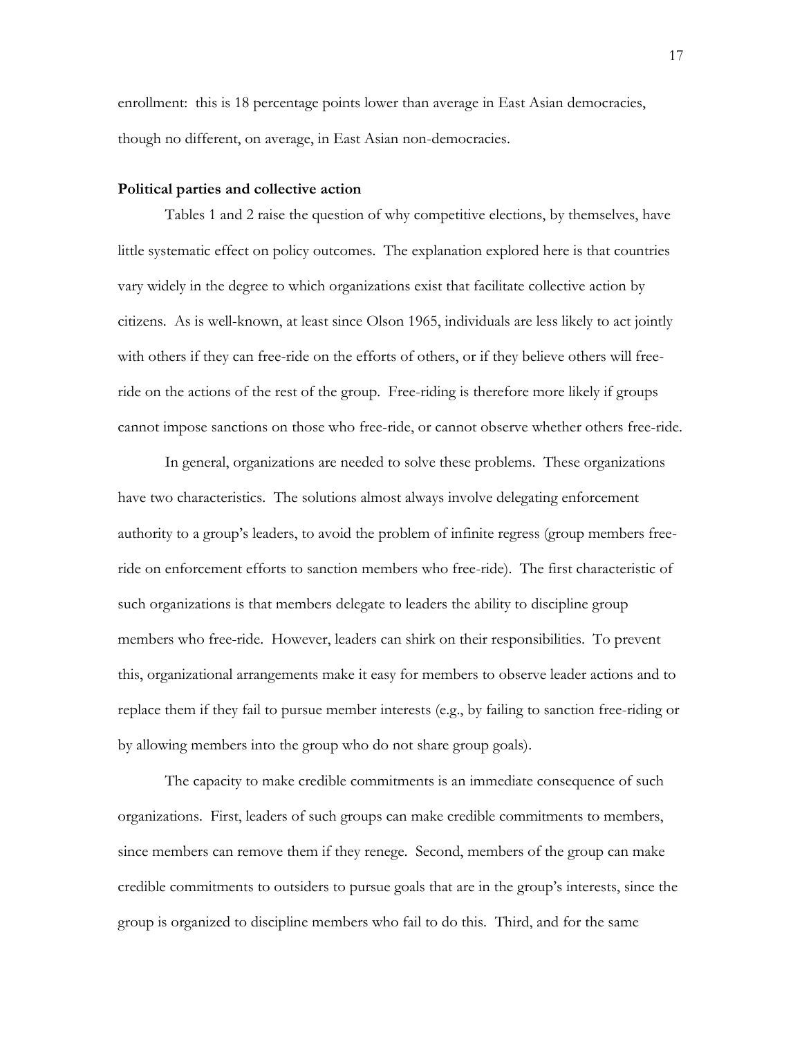enrollment: this is 18 percentage points lower than average in East Asian democracies, though no different, on average, in East Asian non-democracies.

**Political parties and collective action**

Tables 1 and 2 raise the question of why competitive elections, by themselves, have little systematic effect on policy outcomes. The explanation explored here is that countries vary widely in the degree to which organizations exist that facilitate collective action by citizens. As is well-known, at least since Olson 1965, individuals are less likely to act jointly with others if they can free-ride on the efforts of others, or if they believe others will free-ride on the actions of the rest of the group. Free-riding is therefore more likely if groups cannot impose sanctions on those who free-ride, or cannot observe whether others free-ride.

In general, organizations are needed to solve these problems. These organizations have two characteristics. The solutions almost always involve delegating enforcement authority to a group's leaders, to avoid the problem of infinite regress (group members free-ride on enforcement efforts to sanction members who free-ride). The first characteristic of such organizations is that members delegate to leaders the ability to discipline group members who free-ride. However, leaders can shirk on their responsibilities. To prevent this, organizational arrangements make it easy for members to observe leader actions and to replace them if they fail to pursue member interests (e.g., by failing to sanction free-riding or by allowing members into the group who do not share group goals).

The capacity to make credible commitments is an immediate consequence of such organizations. First, leaders of such groups can make credible commitments to members, since members can remove them if they renege. Second, members of the group can make credible commitments to outsiders to pursue goals that are in the group's interests, since the group is organized to discipline members who fail to do this. Third, and for the same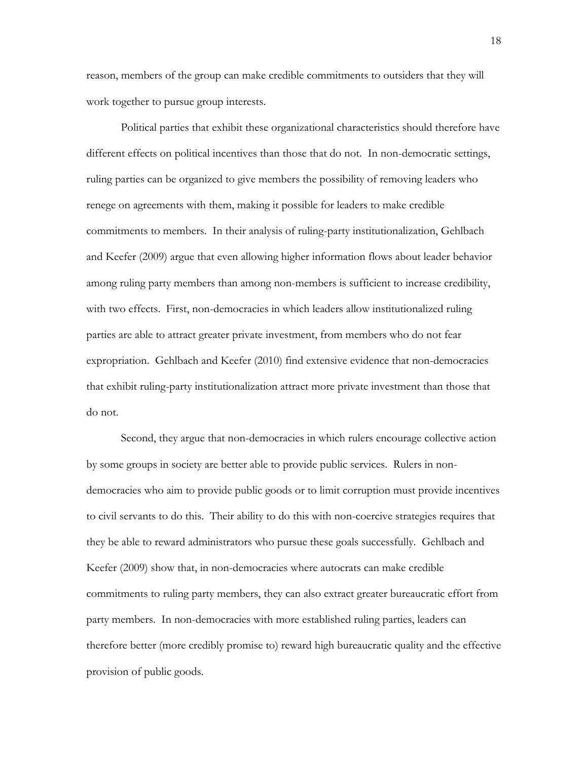reason, members of the group can make credible commitments to outsiders that they will work together to pursue group interests.

Political parties that exhibit these organizational characteristics should therefore have different effects on political incentives than those that do not. In non-democratic settings, ruling parties can be organized to give members the possibility of removing leaders who renege on agreements with them, making it possible for leaders to make credible commitments to members. In their analysis of ruling-party institutionalization, Gehlbach and Keefer (2009) argue that even allowing higher information flows about leader behavior among ruling party members than among non-members is sufficient to increase credibility, with two effects. First, non-democracies in which leaders allow institutionalized ruling parties are able to attract greater private investment, from members who do not fear expropriation. Gehlbach and Keefer (2010) find extensive evidence that non-democracies that exhibit ruling-party institutionalization attract more private investment than those that do not.

Second, they argue that non-democracies in which rulers encourage collective action by some groups in society are better able to provide public services. Rulers in non-democracies who aim to provide public goods or to limit corruption must provide incentives to civil servants to do this. Their ability to do this with non-coercive strategies requires that they be able to reward administrators who pursue these goals successfully. Gehlbach and Keefer (2009) show that, in non-democracies where autocrats can make credible commitments to ruling party members, they can also extract greater bureaucratic effort from party members. In non-democracies with more established ruling parties, leaders can therefore better (more credibly promise to) reward high bureaucratic quality and the effective provision of public goods.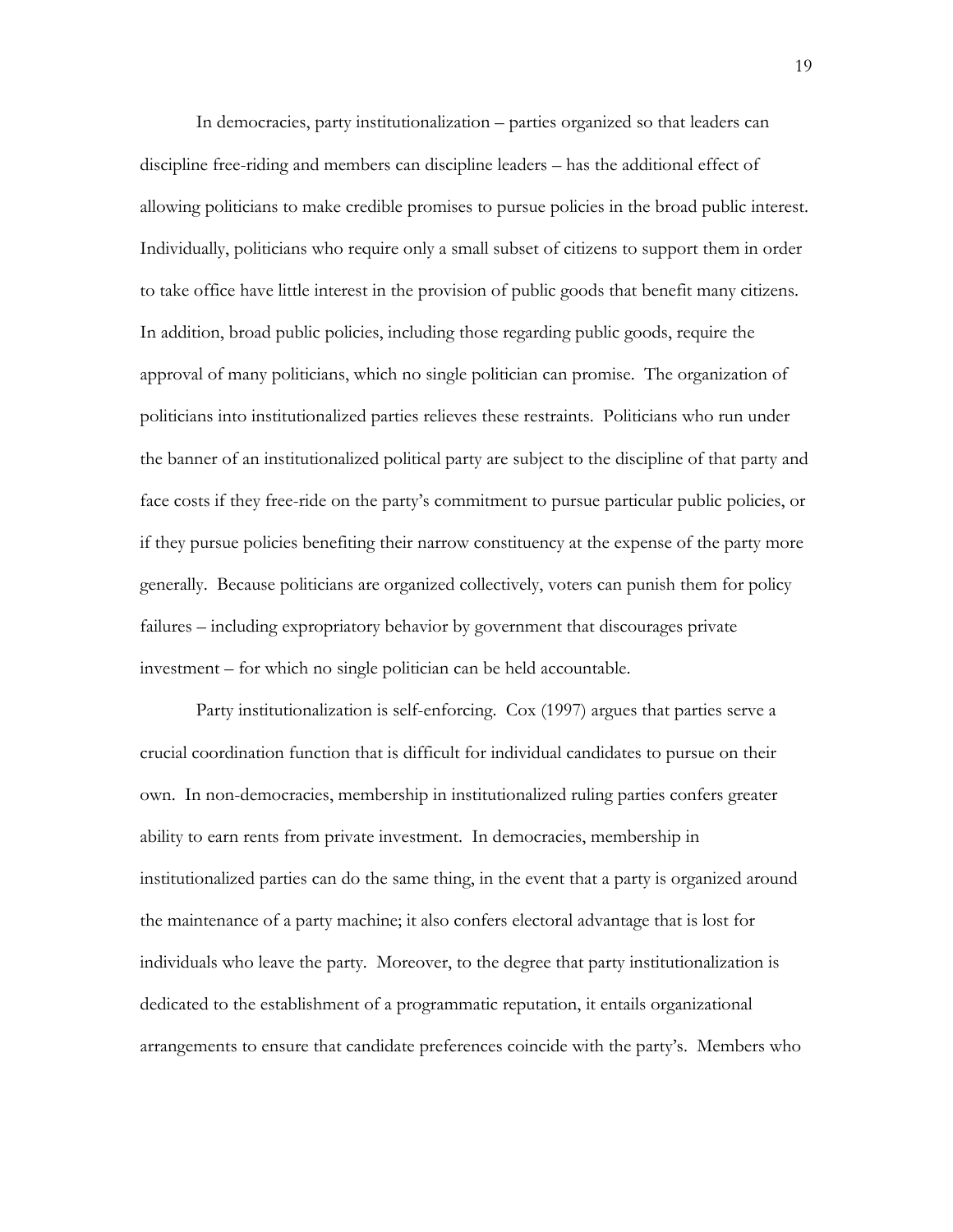In democracies, party institutionalization – parties organized so that leaders can discipline free-riding and members can discipline leaders – has the additional effect of allowing politicians to make credible promises to pursue policies in the broad public interest. Individually, politicians who require only a small subset of citizens to support them in order to take office have little interest in the provision of public goods that benefit many citizens. In addition, broad public policies, including those regarding public goods, require the approval of many politicians, which no single politician can promise. The organization of politicians into institutionalized parties relieves these restraints. Politicians who run under the banner of an institutionalized political party are subject to the discipline of that party and face costs if they free-ride on the party's commitment to pursue particular public policies, or if they pursue policies benefiting their narrow constituency at the expense of the party more generally. Because politicians are organized collectively, voters can punish them for policy failures – including expropriatory behavior by government that discourages private investment – for which no single politician can be held accountable.

Party institutionalization is self-enforcing. Cox (1997) argues that parties serve a crucial coordination function that is difficult for individual candidates to pursue on their own. In non-democracies, membership in institutionalized ruling parties confers greater ability to earn rents from private investment. In democracies, membership in institutionalized parties can do the same thing, in the event that a party is organized around the maintenance of a party machine; it also confers electoral advantage that is lost for individuals who leave the party. Moreover, to the degree that party institutionalization is dedicated to the establishment of a programmatic reputation, it entails organizational arrangements to ensure that candidate preferences coincide with the party's. Members who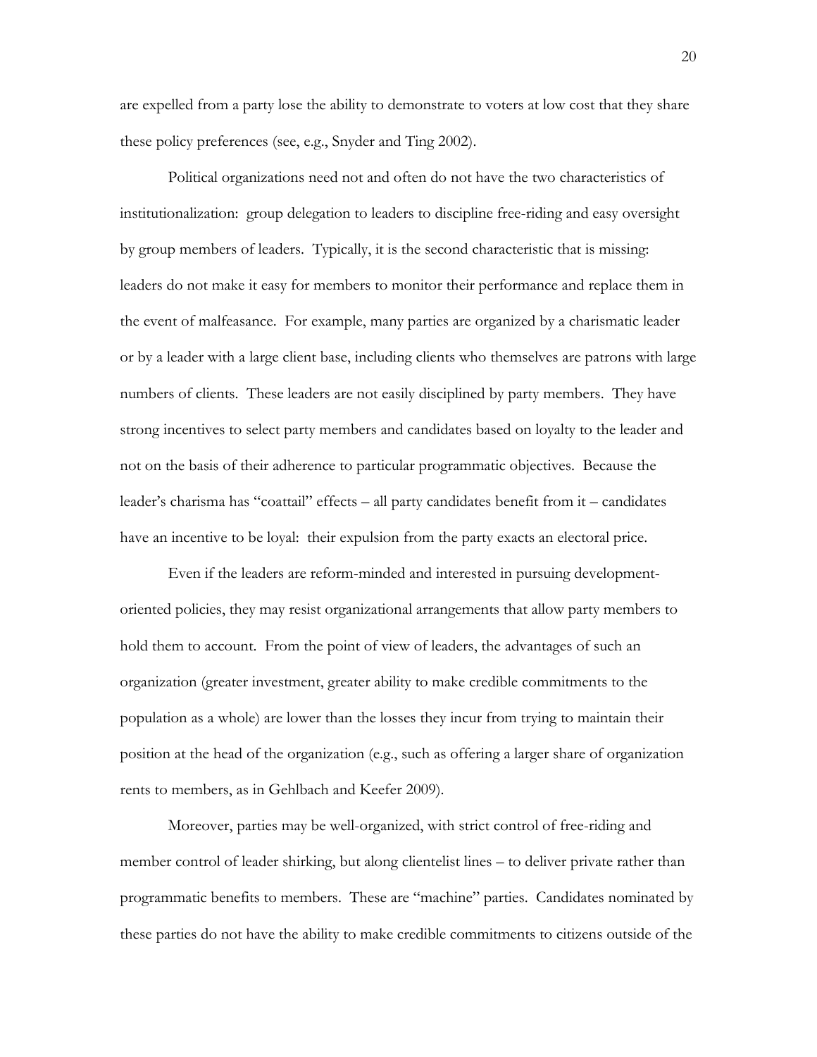are expelled from a party lose the ability to demonstrate to voters at low cost that they share these policy preferences (see, e.g., Snyder and Ting 2002).

Political organizations need not and often do not have the two characteristics of institutionalization: group delegation to leaders to discipline free-riding and easy oversight by group members of leaders. Typically, it is the second characteristic that is missing: leaders do not make it easy for members to monitor their performance and replace them in the event of malfeasance. For example, many parties are organized by a charismatic leader or by a leader with a large client base, including clients who themselves are patrons with large numbers of clients. These leaders are not easily disciplined by party members. They have strong incentives to select party members and candidates based on loyalty to the leader and not on the basis of their adherence to particular programmatic objectives. Because the leader's charisma has "coattail" effects – all party candidates benefit from it – candidates have an incentive to be loyal: their expulsion from the party exacts an electoral price.

Even if the leaders are reform-minded and interested in pursuing development-oriented policies, they may resist organizational arrangements that allow party members to hold them to account. From the point of view of leaders, the advantages of such an organization (greater investment, greater ability to make credible commitments to the population as a whole) are lower than the losses they incur from trying to maintain their position at the head of the organization (e.g., such as offering a larger share of organization rents to members, as in Gehlbach and Keefer 2009).

Moreover, parties may be well-organized, with strict control of free-riding and member control of leader shirking, but along clientelist lines – to deliver private rather than programmatic benefits to members. These are "machine" parties. Candidates nominated by these parties do not have the ability to make credible commitments to citizens outside of the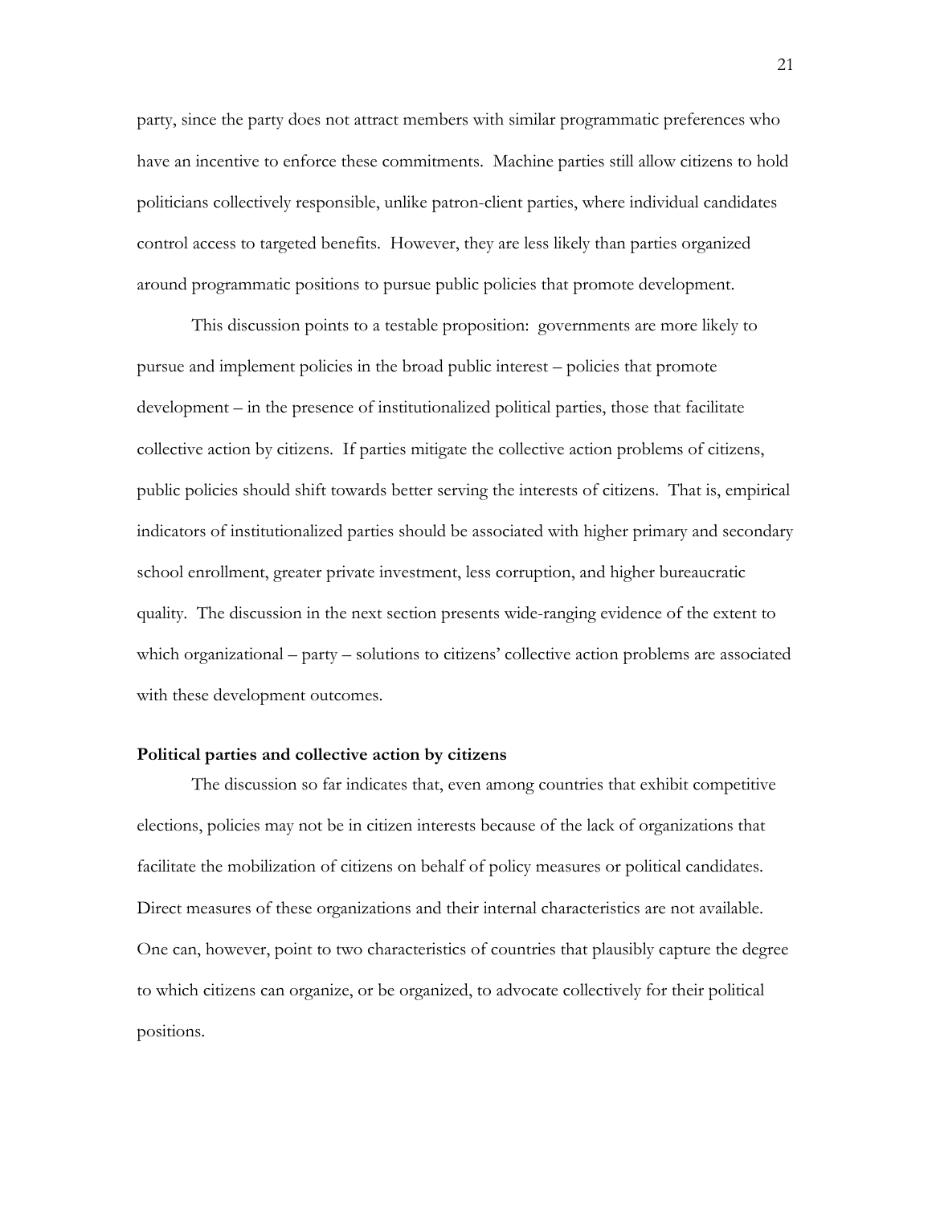party, since the party does not attract members with similar programmatic preferences who have an incentive to enforce these commitments. Machine parties still allow citizens to hold politicians collectively responsible, unlike patron-client parties, where individual candidates control access to targeted benefits. However, they are less likely than parties organized around programmatic positions to pursue public policies that promote development.

This discussion points to a testable proposition: governments are more likely to pursue and implement policies in the broad public interest – policies that promote development – in the presence of institutionalized political parties, those that facilitate collective action by citizens. If parties mitigate the collective action problems of citizens, public policies should shift towards better serving the interests of citizens. That is, empirical indicators of institutionalized parties should be associated with higher primary and secondary school enrollment, greater private investment, less corruption, and higher bureaucratic quality. The discussion in the next section presents wide-ranging evidence of the extent to which organizational – party – solutions to citizens' collective action problems are associated with these development outcomes.

**Political parties and collective action by citizens**

The discussion so far indicates that, even among countries that exhibit competitive elections, policies may not be in citizen interests because of the lack of organizations that facilitate the mobilization of citizens on behalf of policy measures or political candidates. Direct measures of these organizations and their internal characteristics are not available. One can, however, point to two characteristics of countries that plausibly capture the degree to which citizens can organize, or be organized, to advocate collectively for their political positions.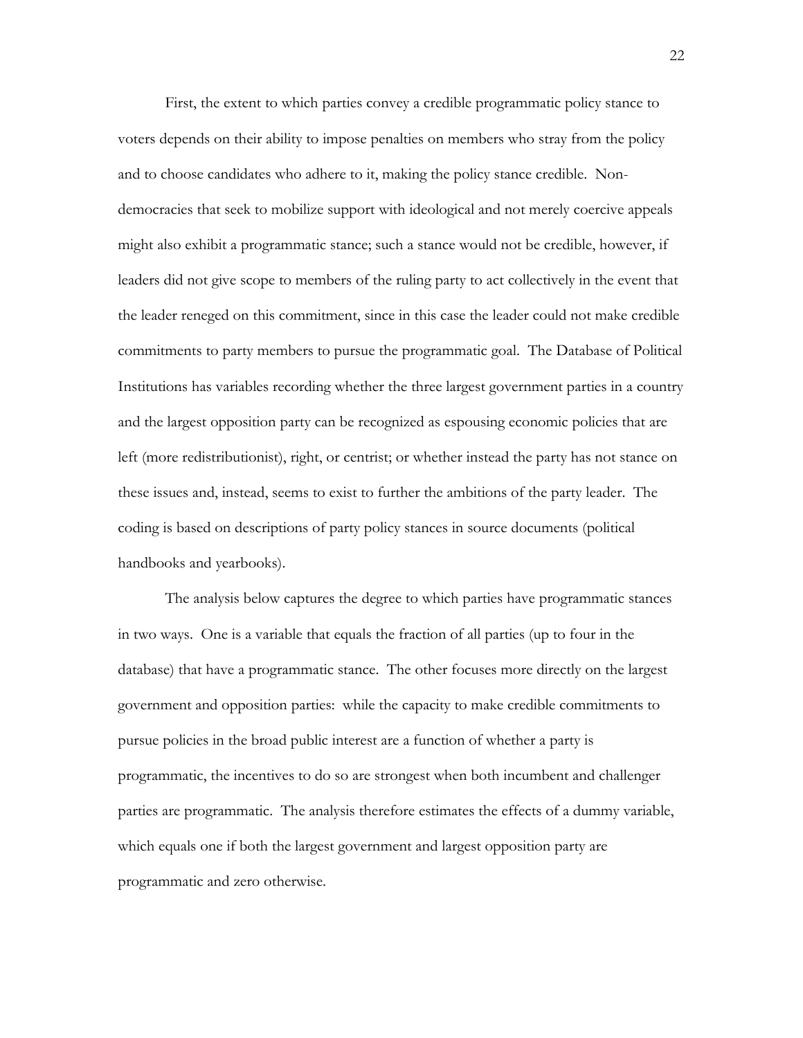First, the extent to which parties convey a credible programmatic policy stance to voters depends on their ability to impose penalties on members who stray from the policy and to choose candidates who adhere to it, making the policy stance credible. Non-democracies that seek to mobilize support with ideological and not merely coercive appeals might also exhibit a programmatic stance; such a stance would not be credible, however, if leaders did not give scope to members of the ruling party to act collectively in the event that the leader reneged on this commitment, since in this case the leader could not make credible commitments to party members to pursue the programmatic goal. The Database of Political Institutions has variables recording whether the three largest government parties in a country and the largest opposition party can be recognized as espousing economic policies that are left (more redistributionist), right, or centrist; or whether instead the party has not stance on these issues and, instead, seems to exist to further the ambitions of the party leader. The coding is based on descriptions of party policy stances in source documents (political handbooks and yearbooks).

The analysis below captures the degree to which parties have programmatic stances in two ways. One is a variable that equals the fraction of all parties (up to four in the database) that have a programmatic stance. The other focuses more directly on the largest government and opposition parties: while the capacity to make credible commitments to pursue policies in the broad public interest are a function of whether a party is programmatic, the incentives to do so are strongest when both incumbent and challenger parties are programmatic. The analysis therefore estimates the effects of a dummy variable, which equals one if both the largest government and largest opposition party are programmatic and zero otherwise.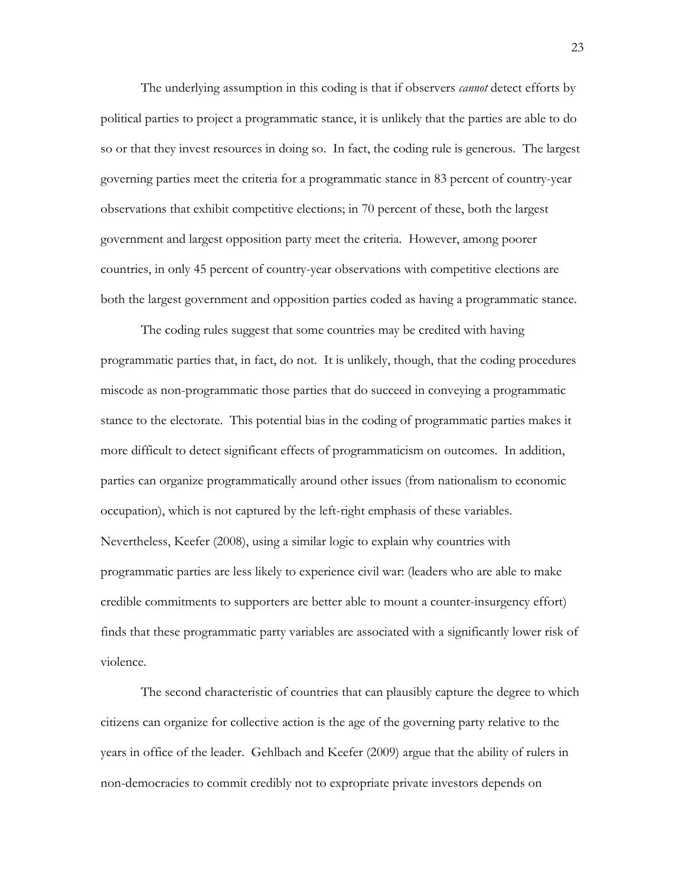The underlying assumption in this coding is that if observers *cannot* detect efforts by political parties to project a programmatic stance, it is unlikely that the parties are able to do so or that they invest resources in doing so. In fact, the coding rule is generous. The largest governing parties meet the criteria for a programmatic stance in 83 percent of country-year observations that exhibit competitive elections; in 70 percent of these, both the largest government and largest opposition party meet the criteria. However, among poorer countries, in only 45 percent of country-year observations with competitive elections are both the largest government and opposition parties coded as having a programmatic stance.

The coding rules suggest that some countries may be credited with having programmatic parties that, in fact, do not. It is unlikely, though, that the coding procedures miscode as non-programmatic those parties that do succeed in conveying a programmatic stance to the electorate. This potential bias in the coding of programmatic parties makes it more difficult to detect significant effects of programmaticism on outcomes. In addition, parties can organize programmatically around other issues (from nationalism to economic occupation), which is not captured by the left-right emphasis of these variables. Nevertheless, Keefer (2008), using a similar logic to explain why countries with programmatic parties are less likely to experience civil war: (leaders who are able to make credible commitments to supporters are better able to mount a counter-insurgency effort) finds that these programmatic party variables are associated with a significantly lower risk of violence.

The second characteristic of countries that can plausibly capture the degree to which citizens can organize for collective action is the age of the governing party relative to the years in office of the leader. Gehlbach and Keefer (2009) argue that the ability of rulers in non-democracies to commit credibly not to expropriate private investors depends on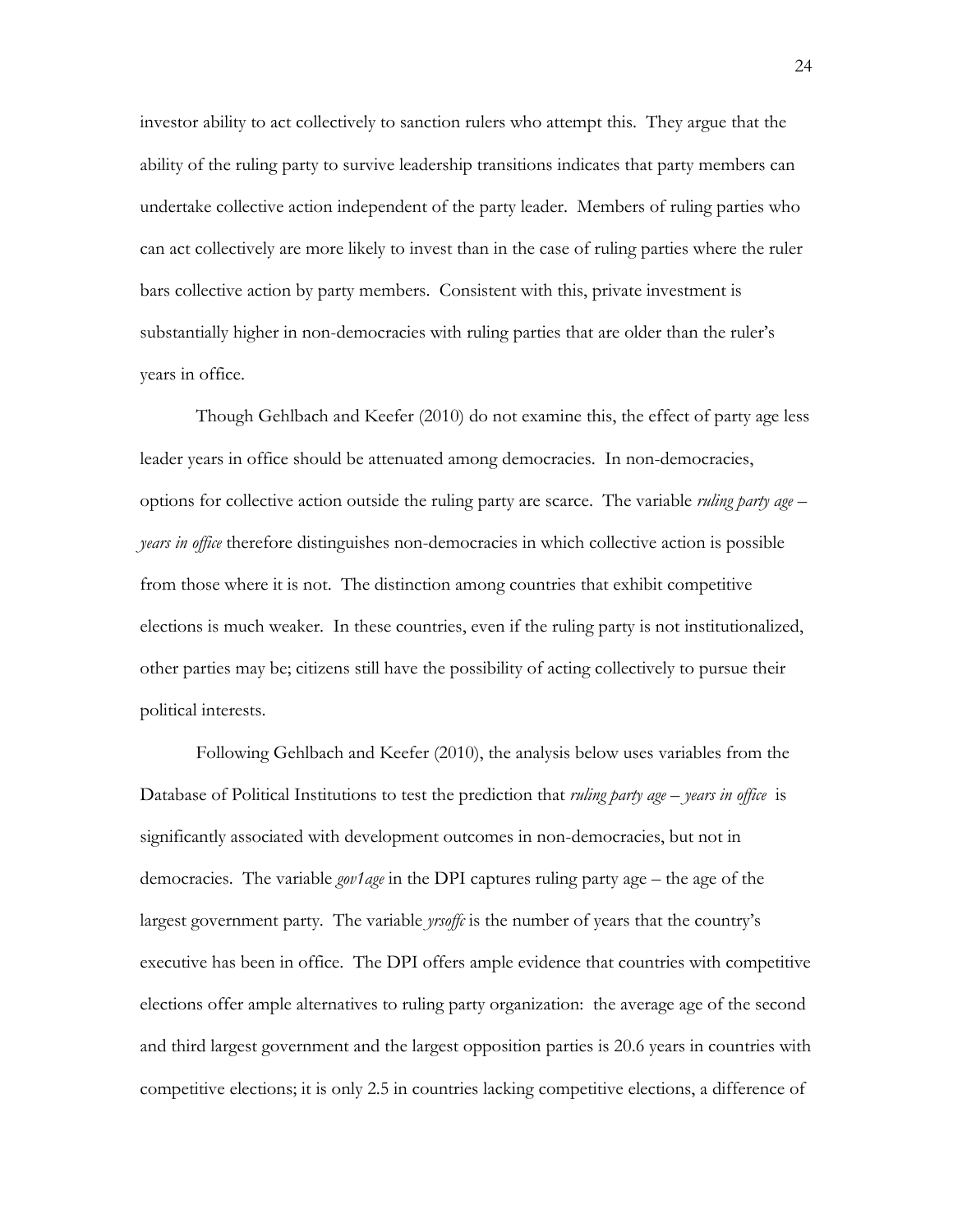investor ability to act collectively to sanction rulers who attempt this. They argue that the ability of the ruling party to survive leadership transitions indicates that party members can undertake collective action independent of the party leader. Members of ruling parties who can act collectively are more likely to invest than in the case of ruling parties where the ruler bars collective action by party members. Consistent with this, private investment is substantially higher in non-democracies with ruling parties that are older than the ruler's years in office.

Though Gehlbach and Keefer (2010) do not examine this, the effect of party age less leader years in office should be attenuated among democracies. In non-democracies, options for collective action outside the ruling party are scarce. The variable *ruling party age – years in office* therefore distinguishes non-democracies in which collective action is possible from those where it is not. The distinction among countries that exhibit competitive elections is much weaker. In these countries, even if the ruling party is not institutionalized, other parties may be; citizens still have the possibility of acting collectively to pursue their political interests.

Following Gehlbach and Keefer (2010), the analysis below uses variables from the Database of Political Institutions to test the prediction that *ruling party age – years in office* is significantly associated with development outcomes in non-democracies, but not in democracies. The variable *gov1age* in the DPI captures ruling party age – the age of the largest government party. The variable *yrsoffc* is the number of years that the country's executive has been in office. The DPI offers ample evidence that countries with competitive elections offer ample alternatives to ruling party organization: the average age of the second and third largest government and the largest opposition parties is 20.6 years in countries with competitive elections; it is only 2.5 in countries lacking competitive elections, a difference of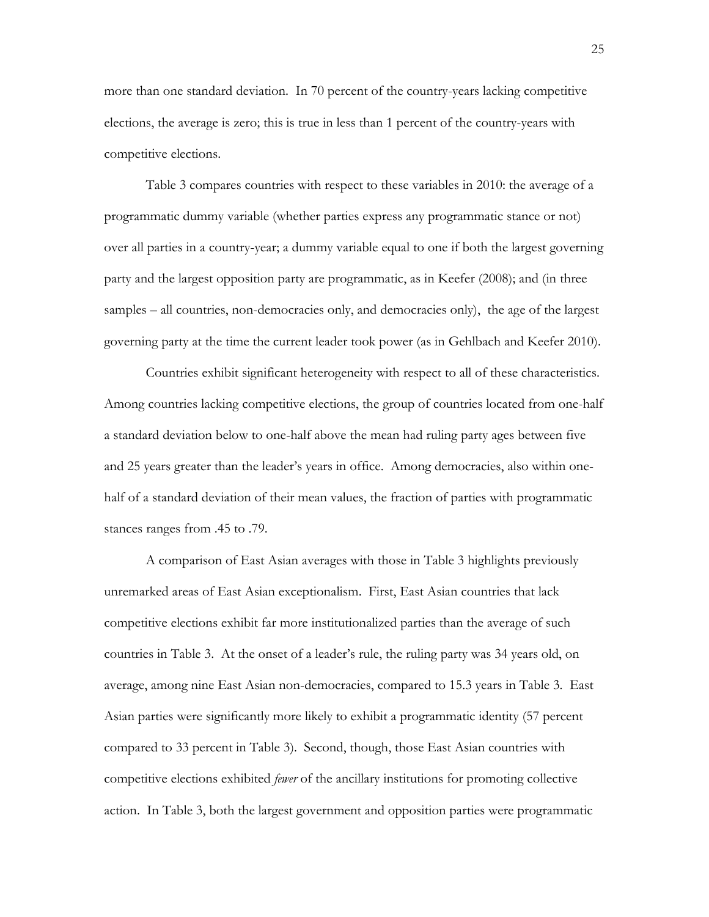more than one standard deviation. In 70 percent of the country-years lacking competitive elections, the average is zero; this is true in less than 1 percent of the country-years with competitive elections.

Table 3 compares countries with respect to these variables in 2010: the average of a programmatic dummy variable (whether parties express any programmatic stance or not) over all parties in a country-year; a dummy variable equal to one if both the largest governing party and the largest opposition party are programmatic, as in Keefer (2008); and (in three samples – all countries, non-democracies only, and democracies only), the age of the largest governing party at the time the current leader took power (as in Gehlbach and Keefer 2010).

Countries exhibit significant heterogeneity with respect to all of these characteristics. Among countries lacking competitive elections, the group of countries located from one-half a standard deviation below to one-half above the mean had ruling party ages between five and 25 years greater than the leader's years in office. Among democracies, also within one-half of a standard deviation of their mean values, the fraction of parties with programmatic stances ranges from .45 to .79.

A comparison of East Asian averages with those in Table 3 highlights previously unremarked areas of East Asian exceptionalism. First, East Asian countries that lack competitive elections exhibit far more institutionalized parties than the average of such countries in Table 3. At the onset of a leader's rule, the ruling party was 34 years old, on average, among nine East Asian non-democracies, compared to 15.3 years in Table 3. East Asian parties were significantly more likely to exhibit a programmatic identity (57 percent compared to 33 percent in Table 3). Second, though, those East Asian countries with competitive elections exhibited *fewer* of the ancillary institutions for promoting collective action. In Table 3, both the largest government and opposition parties were programmatic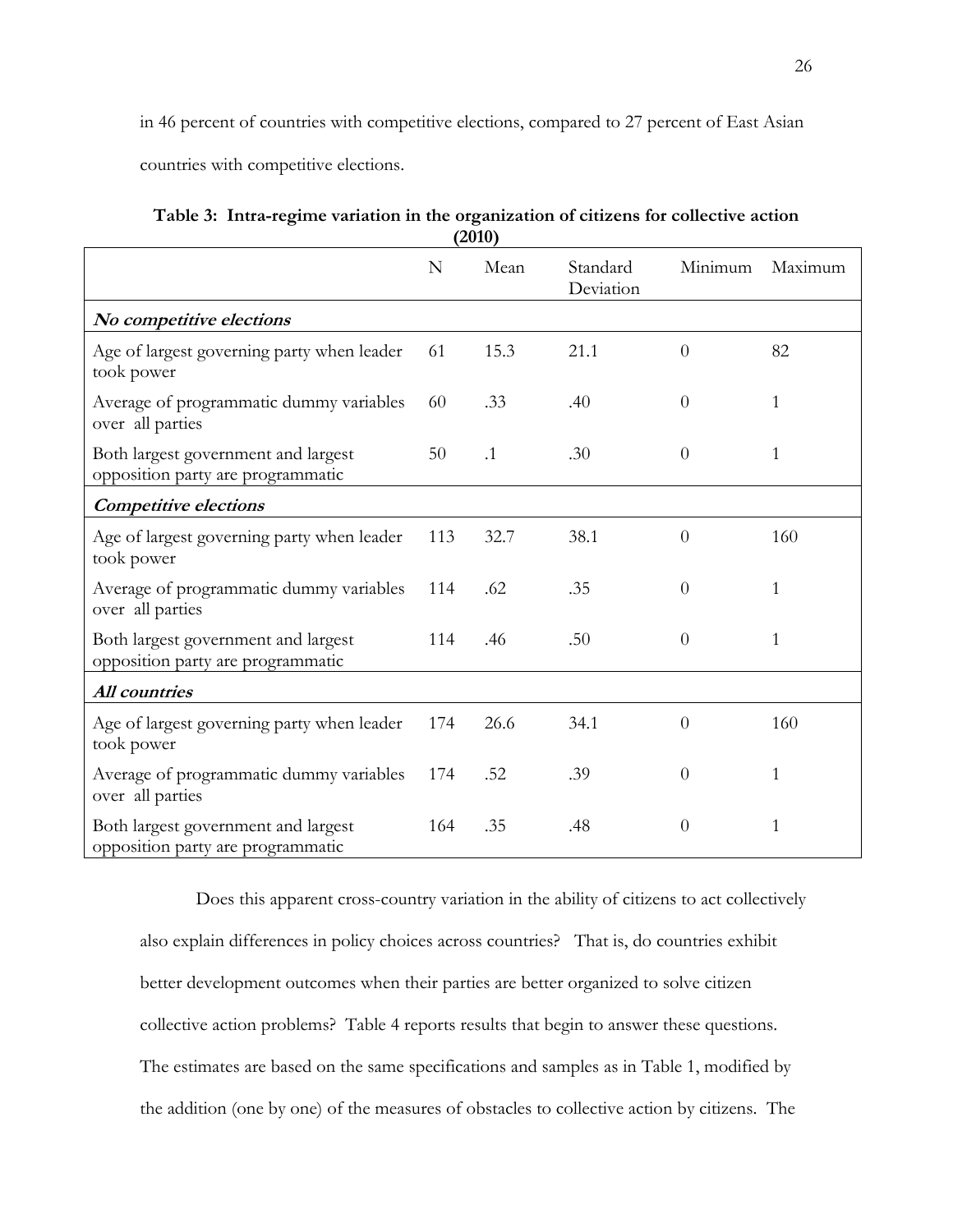in 46 percent of countries with competitive elections, compared to 27 percent of East Asian countries with competitive elections.

**Table 3: Intra-regime variation in the organization of citizens for collective action (2010)**

| | N | Mean | Standard Deviation | Minimum | Maximum |
|---|---|---|---|---|---|
| ***No competitive elections*** | | | | | |
| Age of largest governing party when leader took power | 61 | 15.3 | 21.1 | 0 | 82 |
| Average of programmatic dummy variables over all parties | 60 | .33 | .40 | 0 | 1 |
| Both largest government and largest opposition party are programmatic | 50 | .1 | .30 | 0 | 1 |
| ***Competitive elections*** | | | | | |
| Age of largest governing party when leader took power | 113 | 32.7 | 38.1 | 0 | 160 |
| Average of programmatic dummy variables over all parties | 114 | .62 | .35 | 0 | 1 |
| Both largest government and largest opposition party are programmatic | 114 | .46 | .50 | 0 | 1 |
| ***All countries*** | | | | | |
| Age of largest governing party when leader took power | 174 | 26.6 | 34.1 | 0 | 160 |
| Average of programmatic dummy variables over all parties | 174 | .52 | .39 | 0 | 1 |
| Both largest government and largest opposition party are programmatic | 164 | .35 | .48 | 0 | 1 |

Does this apparent cross-country variation in the ability of citizens to act collectively also explain differences in policy choices across countries? That is, do countries exhibit better development outcomes when their parties are better organized to solve citizen collective action problems? Table 4 reports results that begin to answer these questions. The estimates are based on the same specifications and samples as in Table 1, modified by the addition (one by one) of the measures of obstacles to collective action by citizens. The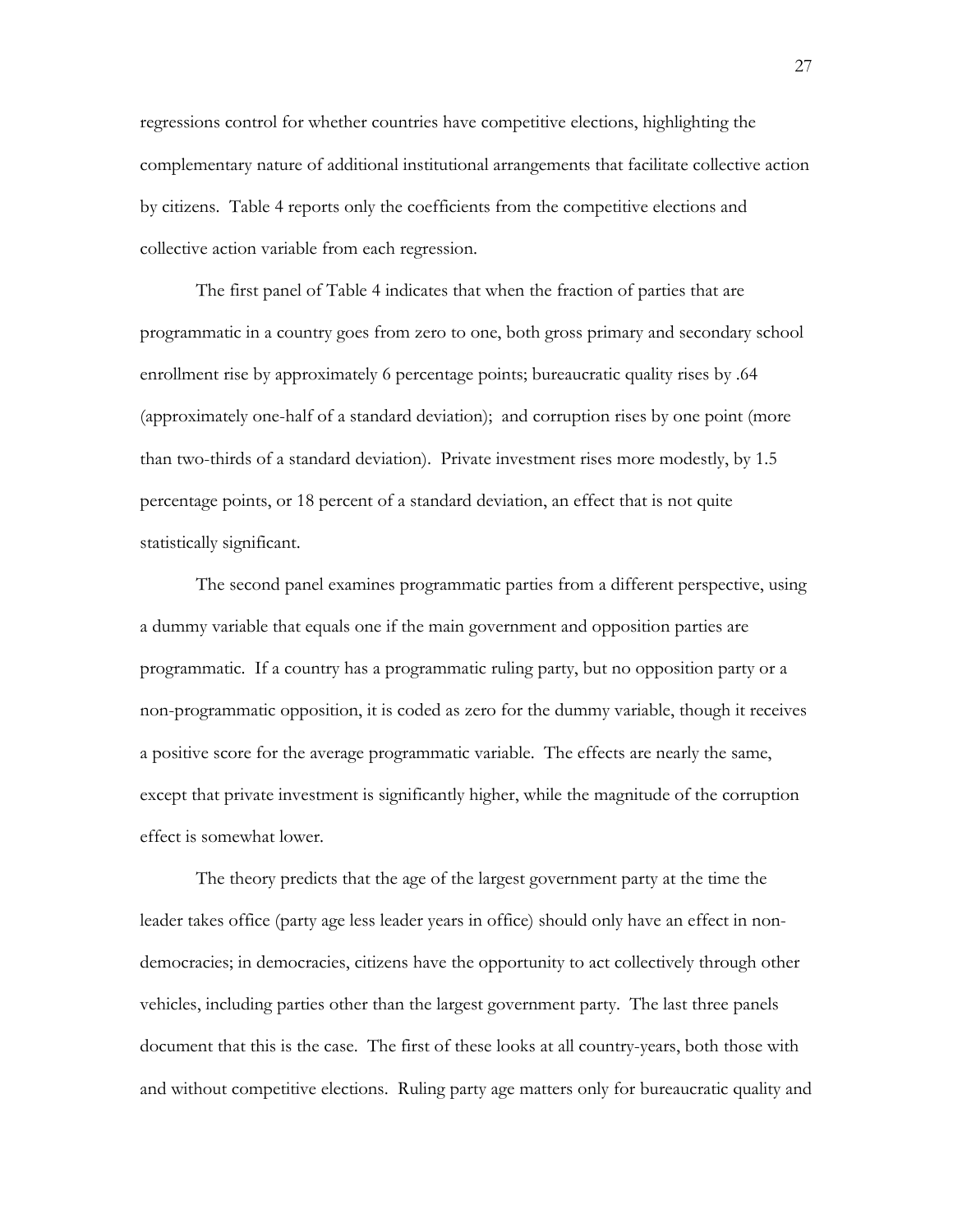regressions control for whether countries have competitive elections, highlighting the complementary nature of additional institutional arrangements that facilitate collective action by citizens. Table 4 reports only the coefficients from the competitive elections and collective action variable from each regression.

The first panel of Table 4 indicates that when the fraction of parties that are programmatic in a country goes from zero to one, both gross primary and secondary school enrollment rise by approximately 6 percentage points; bureaucratic quality rises by .64 (approximately one-half of a standard deviation); and corruption rises by one point (more than two-thirds of a standard deviation). Private investment rises more modestly, by 1.5 percentage points, or 18 percent of a standard deviation, an effect that is not quite statistically significant.

The second panel examines programmatic parties from a different perspective, using a dummy variable that equals one if the main government and opposition parties are programmatic. If a country has a programmatic ruling party, but no opposition party or a non-programmatic opposition, it is coded as zero for the dummy variable, though it receives a positive score for the average programmatic variable. The effects are nearly the same, except that private investment is significantly higher, while the magnitude of the corruption effect is somewhat lower.

The theory predicts that the age of the largest government party at the time the leader takes office (party age less leader years in office) should only have an effect in non-democracies; in democracies, citizens have the opportunity to act collectively through other vehicles, including parties other than the largest government party. The last three panels document that this is the case. The first of these looks at all country-years, both those with and without competitive elections. Ruling party age matters only for bureaucratic quality and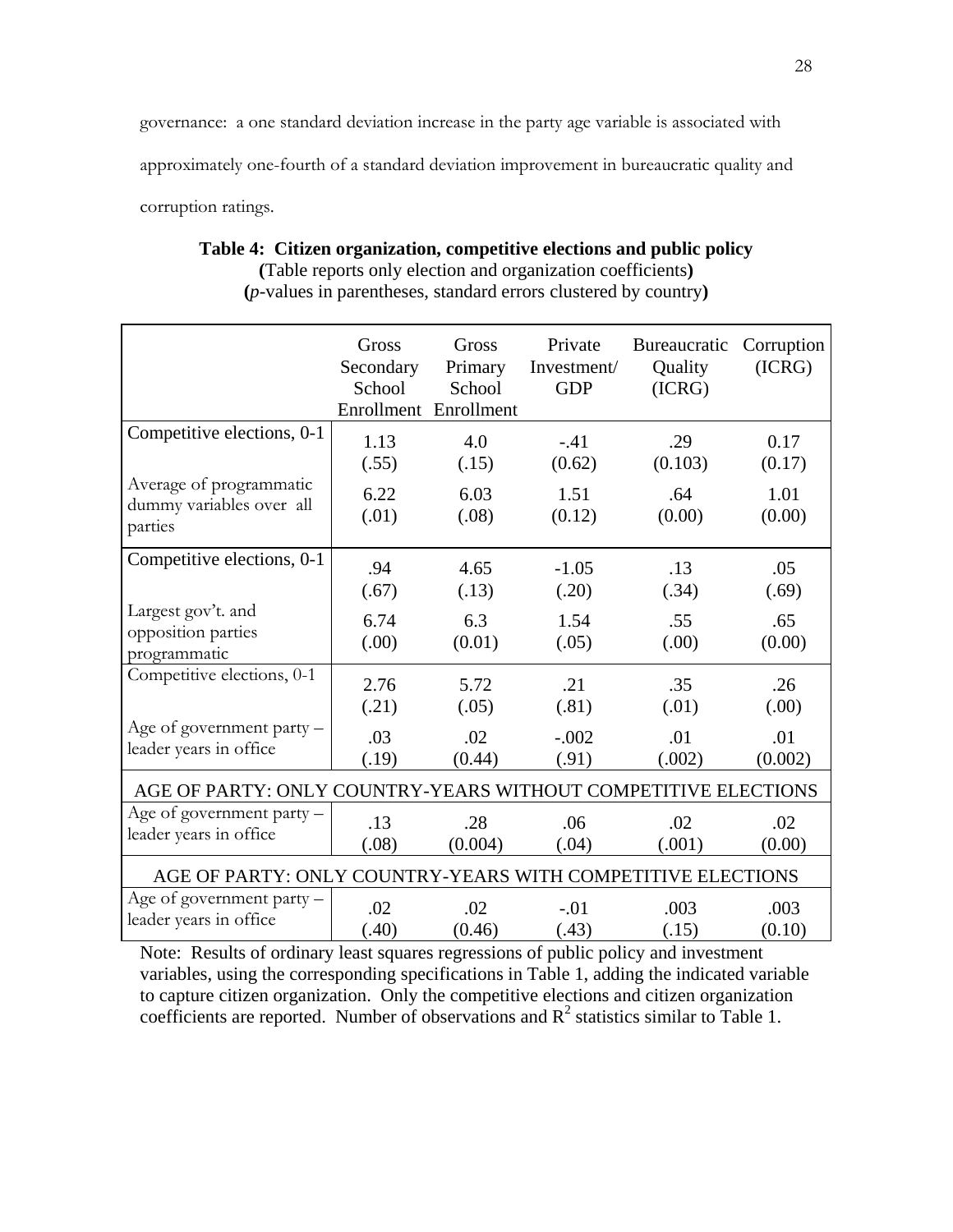governance: a one standard deviation increase in the party age variable is associated with approximately one-fourth of a standard deviation improvement in bureaucratic quality and corruption ratings.

**Table 4: Citizen organization, competitive elections and public policy**
**(**Table reports only election and organization coefficients**)**
**(***p*-values in parentheses, standard errors clustered by country**)**

| | Gross Secondary School Enrollment | Gross Primary School Enrollment | Private Investment/ GDP | Bureaucratic Quality (ICRG) | Corruption (ICRG) |
|---|---|---|---|---|---|
| Competitive elections, 0-1 | 1.13 (.55) | 4.0 (.15) | -.41 (0.62) | .29 (0.103) | 0.17 (0.17) |
| Average of programmatic dummy variables over all parties | 6.22 (.01) | 6.03 (.08) | 1.51 (0.12) | .64 (0.00) | 1.01 (0.00) |
| Competitive elections, 0-1 | .94 (.67) | 4.65 (.13) | -1.05 (.20) | .13 (.34) | .05 (.69) |
| Largest gov't. and opposition parties programmatic | 6.74 (.00) | 6.3 (0.01) | 1.54 (.05) | .55 (.00) | .65 (0.00) |
| Competitive elections, 0-1 | 2.76 (.21) | 5.72 (.05) | .21 (.81) | .35 (.01) | .26 (.00) |
| Age of government party – leader years in office | .03 (.19) | .02 (0.44) | -.002 (.91) | .01 (.002) | .01 (0.002) |
| AGE OF PARTY: ONLY COUNTRY-YEARS WITHOUT COMPETITIVE ELECTIONS | | | | | |
| Age of government party – leader years in office | .13 (.08) | .28 (0.004) | .06 (.04) | .02 (.001) | .02 (0.00) |
| AGE OF PARTY: ONLY COUNTRY-YEARS WITH COMPETITIVE ELECTIONS | | | | | |
| Age of government party – leader years in office | .02 (.40) | .02 (0.46) | -.01 (.43) | .003 (.15) | .003 (0.10) |

Note: Results of ordinary least squares regressions of public policy and investment variables, using the corresponding specifications in Table 1, adding the indicated variable to capture citizen organization. Only the competitive elections and citizen organization coefficients are reported. Number of observations and $R^2$ statistics similar to Table 1.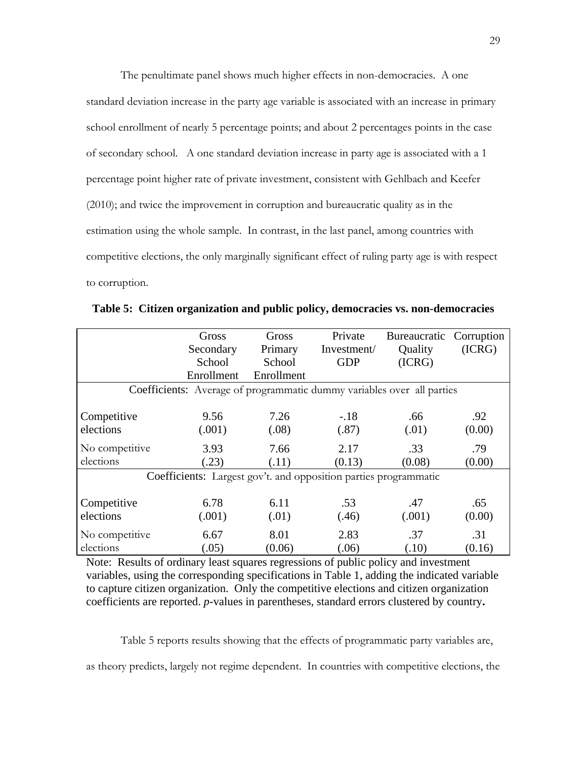The penultimate panel shows much higher effects in non-democracies. A one standard deviation increase in the party age variable is associated with an increase in primary school enrollment of nearly 5 percentage points; and about 2 percentages points in the case of secondary school. A one standard deviation increase in party age is associated with a 1 percentage point higher rate of private investment, consistent with Gehlbach and Keefer (2010); and twice the improvement in corruption and bureaucratic quality as in the estimation using the whole sample. In contrast, in the last panel, among countries with competitive elections, the only marginally significant effect of ruling party age is with respect to corruption.

**Table 5: Citizen organization and public policy, democracies vs. non-democracies**

| | Gross Secondary School Enrollment | Gross Primary School Enrollment | Private Investment/ GDP | Bureaucratic Quality (ICRG) | Corruption (ICRG) |
|---|---|---|---|---|---|
| **Coefficients: Average of programmatic dummy variables over all parties** | | | | | |
| Competitive elections | 9.56<br>(.001) | 7.26<br>(.08) | -.18<br>(.87) | .66<br>(.01) | .92<br>(0.00) |
| No competitive elections | 3.93<br>(.23) | 7.66<br>(.11) | 2.17<br>(0.13) | .33<br>(0.08) | .79<br>(0.00) |
| **Coefficients: Largest gov't. and opposition parties programmatic** | | | | | |
| Competitive elections | 6.78<br>(.001) | 6.11<br>(.01) | .53<br>(.46) | .47<br>(.001) | .65<br>(0.00) |
| No competitive elections | 6.67<br>(.05) | 8.01<br>(0.06) | 2.83<br>(.06) | .37<br>(.10) | .31<br>(0.16) |

Note: Results of ordinary least squares regressions of public policy and investment variables, using the corresponding specifications in Table 1, adding the indicated variable to capture citizen organization. Only the competitive elections and citizen organization coefficients are reported. *p*-values in parentheses, standard errors clustered by country.

Table 5 reports results showing that the effects of programmatic party variables are, as theory predicts, largely not regime dependent. In countries with competitive elections, the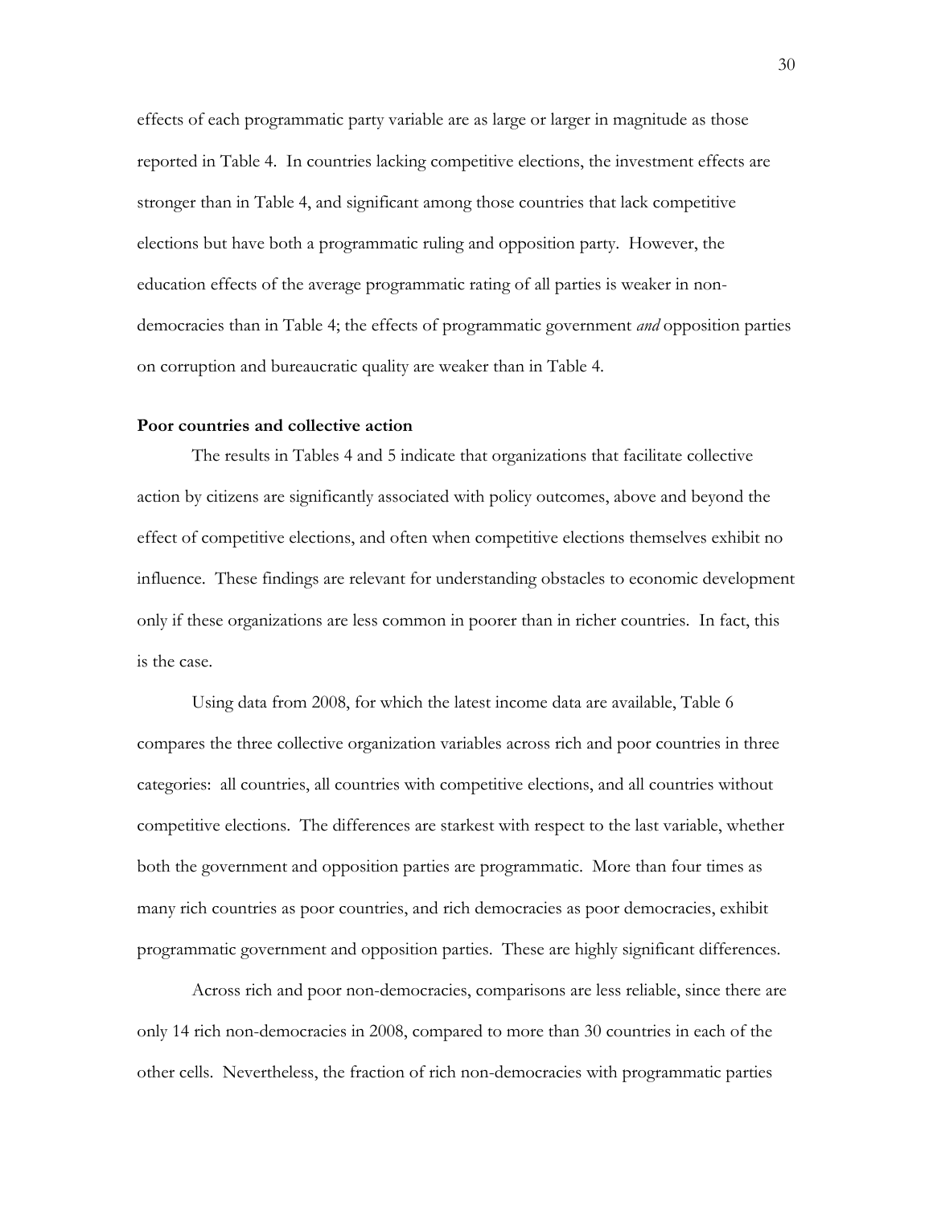effects of each programmatic party variable are as large or larger in magnitude as those reported in Table 4. In countries lacking competitive elections, the investment effects are stronger than in Table 4, and significant among those countries that lack competitive elections but have both a programmatic ruling and opposition party. However, the education effects of the average programmatic rating of all parties is weaker in non-democracies than in Table 4; the effects of programmatic government *and* opposition parties on corruption and bureaucratic quality are weaker than in Table 4.

**Poor countries and collective action**

The results in Tables 4 and 5 indicate that organizations that facilitate collective action by citizens are significantly associated with policy outcomes, above and beyond the effect of competitive elections, and often when competitive elections themselves exhibit no influence. These findings are relevant for understanding obstacles to economic development only if these organizations are less common in poorer than in richer countries. In fact, this is the case.

Using data from 2008, for which the latest income data are available, Table 6 compares the three collective organization variables across rich and poor countries in three categories: all countries, all countries with competitive elections, and all countries without competitive elections. The differences are starkest with respect to the last variable, whether both the government and opposition parties are programmatic. More than four times as many rich countries as poor countries, and rich democracies as poor democracies, exhibit programmatic government and opposition parties. These are highly significant differences.

Across rich and poor non-democracies, comparisons are less reliable, since there are only 14 rich non-democracies in 2008, compared to more than 30 countries in each of the other cells. Nevertheless, the fraction of rich non-democracies with programmatic parties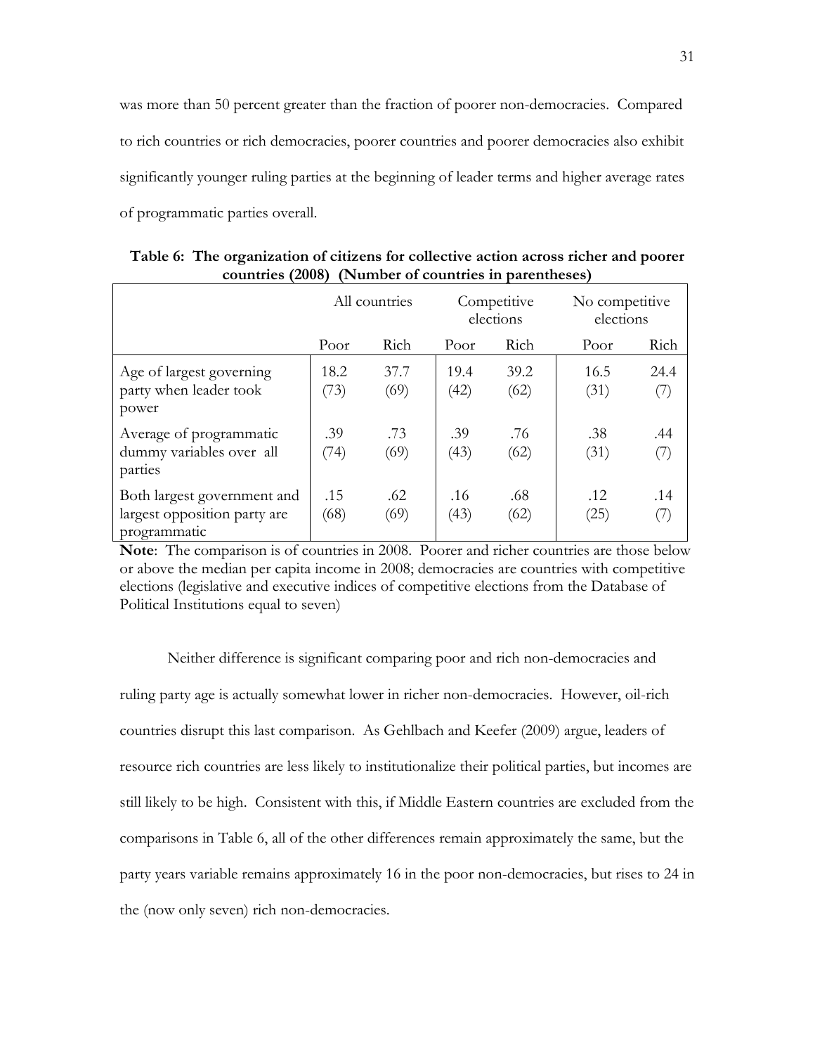was more than 50 percent greater than the fraction of poorer non-democracies. Compared to rich countries or rich democracies, poorer countries and poorer democracies also exhibit significantly younger ruling parties at the beginning of leader terms and higher average rates of programmatic parties overall.

**Table 6: The organization of citizens for collective action across richer and poorer countries (2008) (Number of countries in parentheses)**

| | All countries | | Competitive elections | | No competitive elections | |
|---|---|---|---|---|---|---|
| | Poor | Rich | Poor | Rich | Poor | Rich |
| Age of largest governing party when leader took power | 18.2 (73) | 37.7 (69) | 19.4 (42) | 39.2 (62) | 16.5 (31) | 24.4 (7) |
| Average of programmatic dummy variables over all parties | .39 (74) | .73 (69) | .39 (43) | .76 (62) | .38 (31) | .44 (7) |
| Both largest government and largest opposition party are programmatic | .15 (68) | .62 (69) | .16 (43) | .68 (62) | .12 (25) | .14 (7) |

**Note**: The comparison is of countries in 2008. Poorer and richer countries are those below or above the median per capita income in 2008; democracies are countries with competitive elections (legislative and executive indices of competitive elections from the Database of Political Institutions equal to seven)

Neither difference is significant comparing poor and rich non-democracies and ruling party age is actually somewhat lower in richer non-democracies. However, oil-rich countries disrupt this last comparison. As Gehlbach and Keefer (2009) argue, leaders of resource rich countries are less likely to institutionalize their political parties, but incomes are still likely to be high. Consistent with this, if Middle Eastern countries are excluded from the comparisons in Table 6, all of the other differences remain approximately the same, but the party years variable remains approximately 16 in the poor non-democracies, but rises to 24 in the (now only seven) rich non-democracies.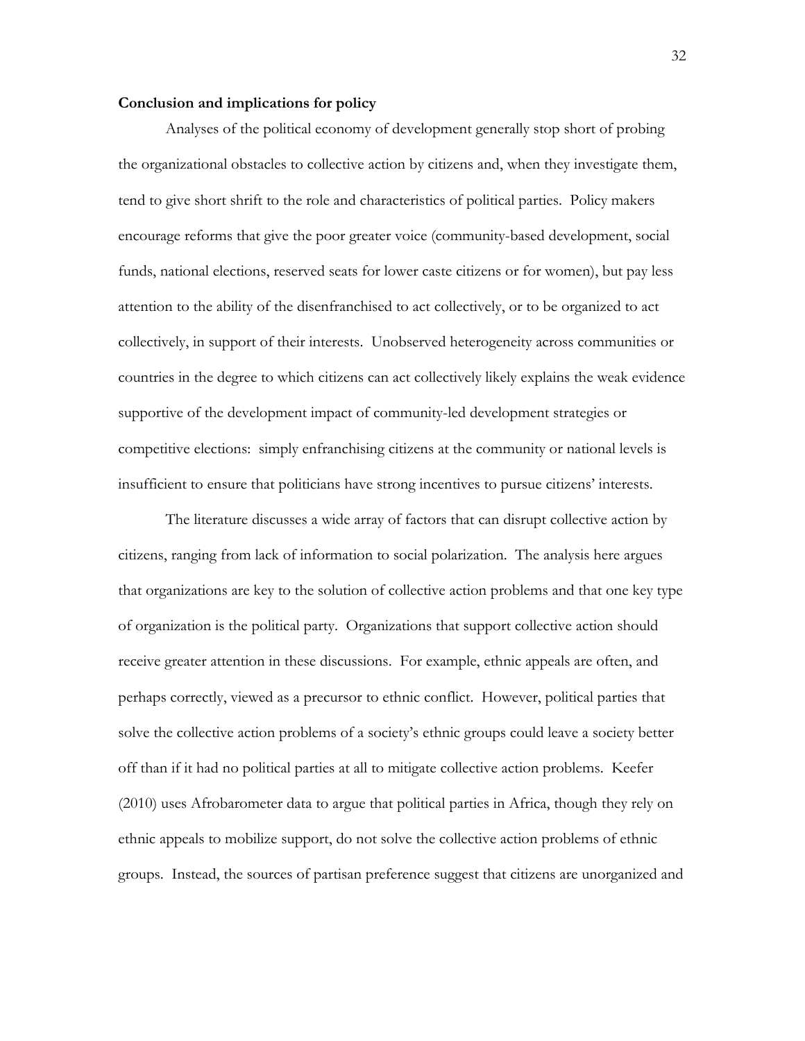**Conclusion and implications for policy**

Analyses of the political economy of development generally stop short of probing the organizational obstacles to collective action by citizens and, when they investigate them, tend to give short shrift to the role and characteristics of political parties. Policy makers encourage reforms that give the poor greater voice (community-based development, social funds, national elections, reserved seats for lower caste citizens or for women), but pay less attention to the ability of the disenfranchised to act collectively, or to be organized to act collectively, in support of their interests. Unobserved heterogeneity across communities or countries in the degree to which citizens can act collectively likely explains the weak evidence supportive of the development impact of community-led development strategies or competitive elections: simply enfranchising citizens at the community or national levels is insufficient to ensure that politicians have strong incentives to pursue citizens' interests.

The literature discusses a wide array of factors that can disrupt collective action by citizens, ranging from lack of information to social polarization. The analysis here argues that organizations are key to the solution of collective action problems and that one key type of organization is the political party. Organizations that support collective action should receive greater attention in these discussions. For example, ethnic appeals are often, and perhaps correctly, viewed as a precursor to ethnic conflict. However, political parties that solve the collective action problems of a society's ethnic groups could leave a society better off than if it had no political parties at all to mitigate collective action problems. Keefer (2010) uses Afrobarometer data to argue that political parties in Africa, though they rely on ethnic appeals to mobilize support, do not solve the collective action problems of ethnic groups. Instead, the sources of partisan preference suggest that citizens are unorganized and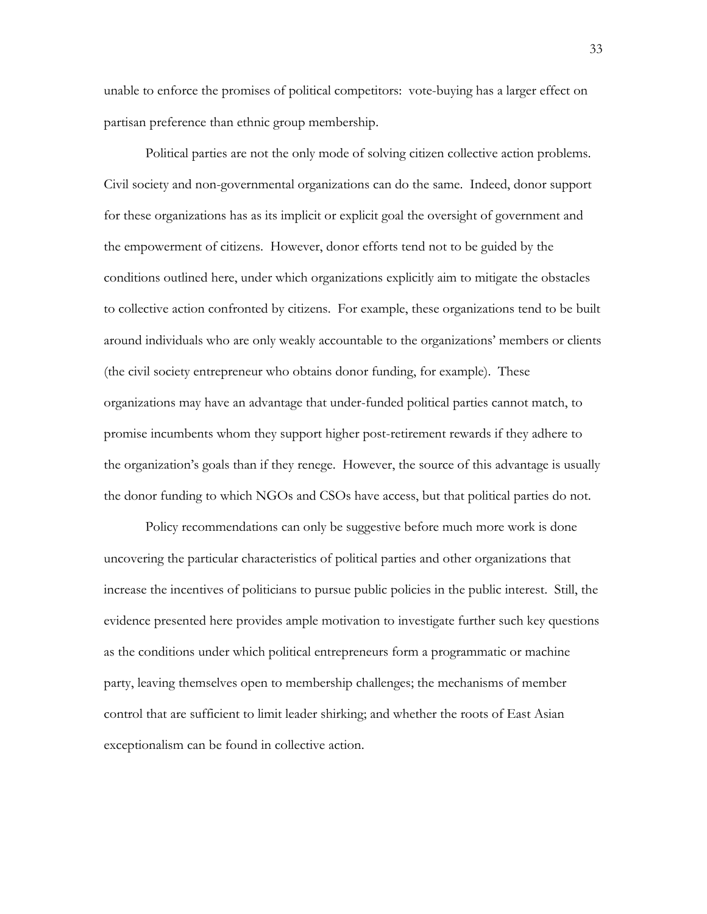unable to enforce the promises of political competitors: vote-buying has a larger effect on partisan preference than ethnic group membership.

Political parties are not the only mode of solving citizen collective action problems. Civil society and non-governmental organizations can do the same. Indeed, donor support for these organizations has as its implicit or explicit goal the oversight of government and the empowerment of citizens. However, donor efforts tend not to be guided by the conditions outlined here, under which organizations explicitly aim to mitigate the obstacles to collective action confronted by citizens. For example, these organizations tend to be built around individuals who are only weakly accountable to the organizations' members or clients (the civil society entrepreneur who obtains donor funding, for example). These organizations may have an advantage that under-funded political parties cannot match, to promise incumbents whom they support higher post-retirement rewards if they adhere to the organization's goals than if they renege. However, the source of this advantage is usually the donor funding to which NGOs and CSOs have access, but that political parties do not.

Policy recommendations can only be suggestive before much more work is done uncovering the particular characteristics of political parties and other organizations that increase the incentives of politicians to pursue public policies in the public interest. Still, the evidence presented here provides ample motivation to investigate further such key questions as the conditions under which political entrepreneurs form a programmatic or machine party, leaving themselves open to membership challenges; the mechanisms of member control that are sufficient to limit leader shirking; and whether the roots of East Asian exceptionalism can be found in collective action.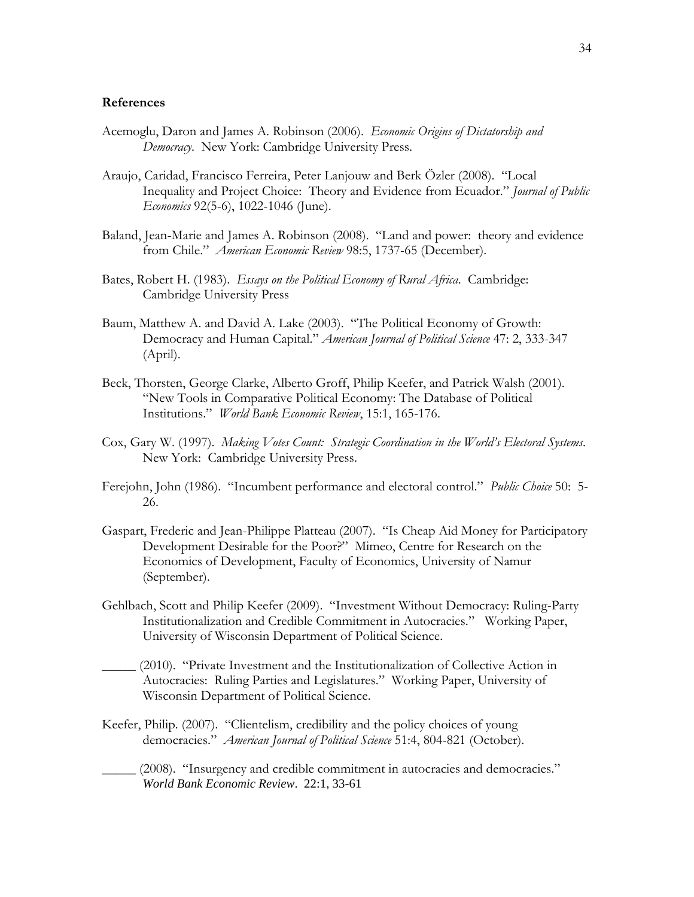**References**

Acemoglu, Daron and James A. Robinson (2006). *Economic Origins of Dictatorship and Democracy*. New York: Cambridge University Press.

Araujo, Caridad, Francisco Ferreira, Peter Lanjouw and Berk Özler (2008). "Local Inequality and Project Choice: Theory and Evidence from Ecuador." *Journal of Public Economics* 92(5-6), 1022-1046 (June).

Baland, Jean-Marie and James A. Robinson (2008). "Land and power: theory and evidence from Chile." *American Economic Review* 98:5, 1737-65 (December).

Bates, Robert H. (1983). *Essays on the Political Economy of Rural Africa*. Cambridge: Cambridge University Press

Baum, Matthew A. and David A. Lake (2003). "The Political Economy of Growth: Democracy and Human Capital." *American Journal of Political Science* 47: 2, 333-347 (April).

Beck, Thorsten, George Clarke, Alberto Groff, Philip Keefer, and Patrick Walsh (2001). "New Tools in Comparative Political Economy: The Database of Political Institutions." *World Bank Economic Review*, 15:1, 165-176.

Cox, Gary W. (1997). *Making Votes Count: Strategic Coordination in the World's Electoral Systems*. New York: Cambridge University Press.

Ferejohn, John (1986). "Incumbent performance and electoral control." *Public Choice* 50: 5-26.

Gaspart, Frederic and Jean-Philippe Platteau (2007). "Is Cheap Aid Money for Participatory Development Desirable for the Poor?" Mimeo, Centre for Research on the Economics of Development, Faculty of Economics, University of Namur (September).

Gehlbach, Scott and Philip Keefer (2009). "Investment Without Democracy: Ruling-Party Institutionalization and Credible Commitment in Autocracies." Working Paper, University of Wisconsin Department of Political Science.

_____ (2010). "Private Investment and the Institutionalization of Collective Action in Autocracies: Ruling Parties and Legislatures." Working Paper, University of Wisconsin Department of Political Science.

Keefer, Philip. (2007). "Clientelism, credibility and the policy choices of young democracies." *American Journal of Political Science* 51:4, 804-821 (October).

_____ (2008). "Insurgency and credible commitment in autocracies and democracies." *World Bank Economic Review*. 22:1, 33-61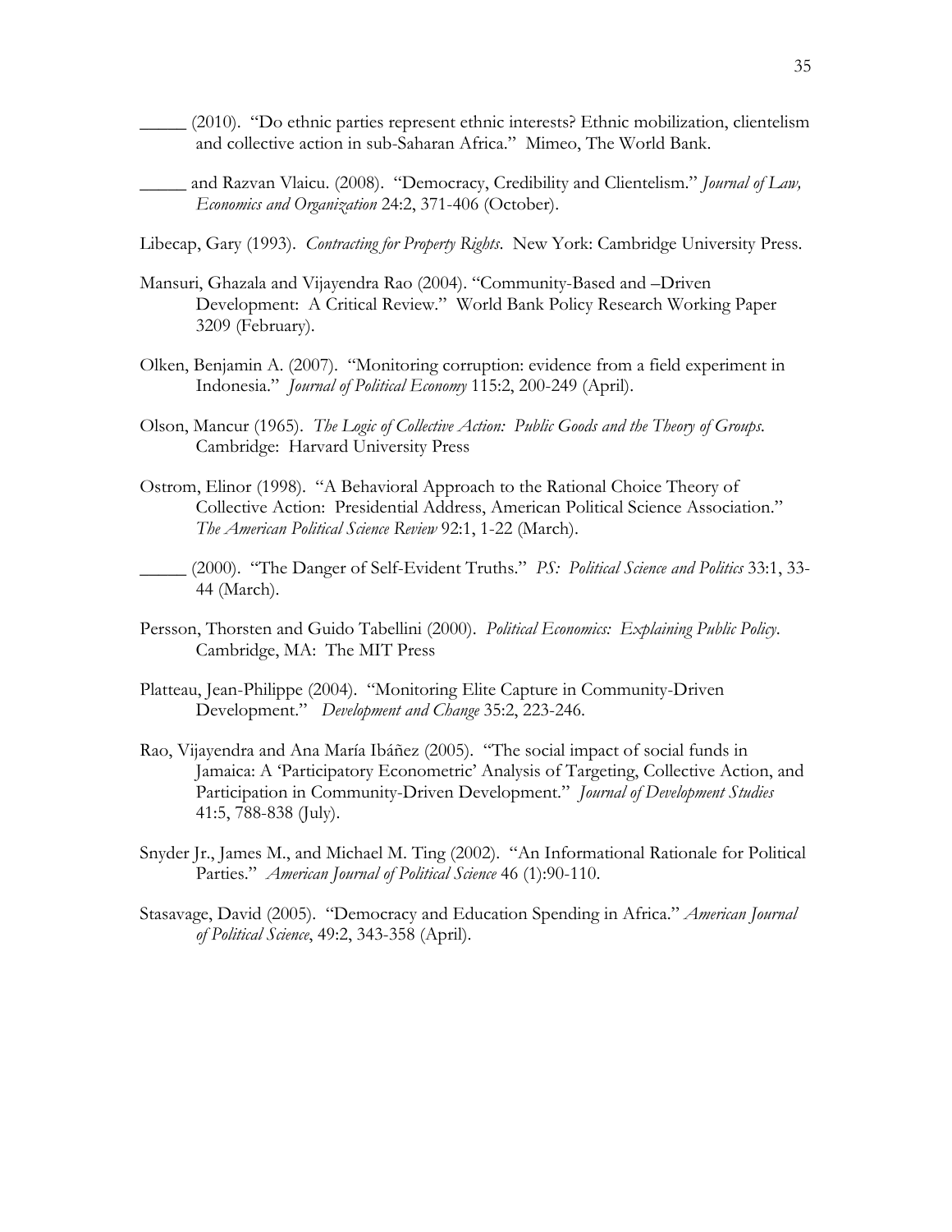_____ (2010). "Do ethnic parties represent ethnic interests? Ethnic mobilization, clientelism and collective action in sub-Saharan Africa." Mimeo, The World Bank.

_____ and Razvan Vlaicu. (2008). "Democracy, Credibility and Clientelism." *Journal of Law, Economics and Organization* 24:2, 371-406 (October).

Libecap, Gary (1993). *Contracting for Property Rights*. New York: Cambridge University Press.

Mansuri, Ghazala and Vijayendra Rao (2004). "Community-Based and –Driven Development: A Critical Review." World Bank Policy Research Working Paper 3209 (February).

Olken, Benjamin A. (2007). "Monitoring corruption: evidence from a field experiment in Indonesia." *Journal of Political Economy* 115:2, 200-249 (April).

Olson, Mancur (1965). *The Logic of Collective Action: Public Goods and the Theory of Groups.* Cambridge: Harvard University Press

Ostrom, Elinor (1998). "A Behavioral Approach to the Rational Choice Theory of Collective Action: Presidential Address, American Political Science Association." *The American Political Science Review* 92:1, 1-22 (March).

_____ (2000). "The Danger of Self-Evident Truths." *PS: Political Science and Politics* 33:1, 33-44 (March).

Persson, Thorsten and Guido Tabellini (2000). *Political Economics: Explaining Public Policy*. Cambridge, MA: The MIT Press

Platteau, Jean-Philippe (2004). "Monitoring Elite Capture in Community-Driven Development." *Development and Change* 35:2, 223-246.

Rao, Vijayendra and Ana María Ibáñez (2005). "The social impact of social funds in Jamaica: A 'Participatory Econometric' Analysis of Targeting, Collective Action, and Participation in Community-Driven Development." *Journal of Development Studies* 41:5, 788-838 (July).

Snyder Jr., James M., and Michael M. Ting (2002). "An Informational Rationale for Political Parties." *American Journal of Political Science* 46 (1):90-110.

Stasavage, David (2005). "Democracy and Education Spending in Africa." *American Journal of Political Science*, 49:2, 343-358 (April).